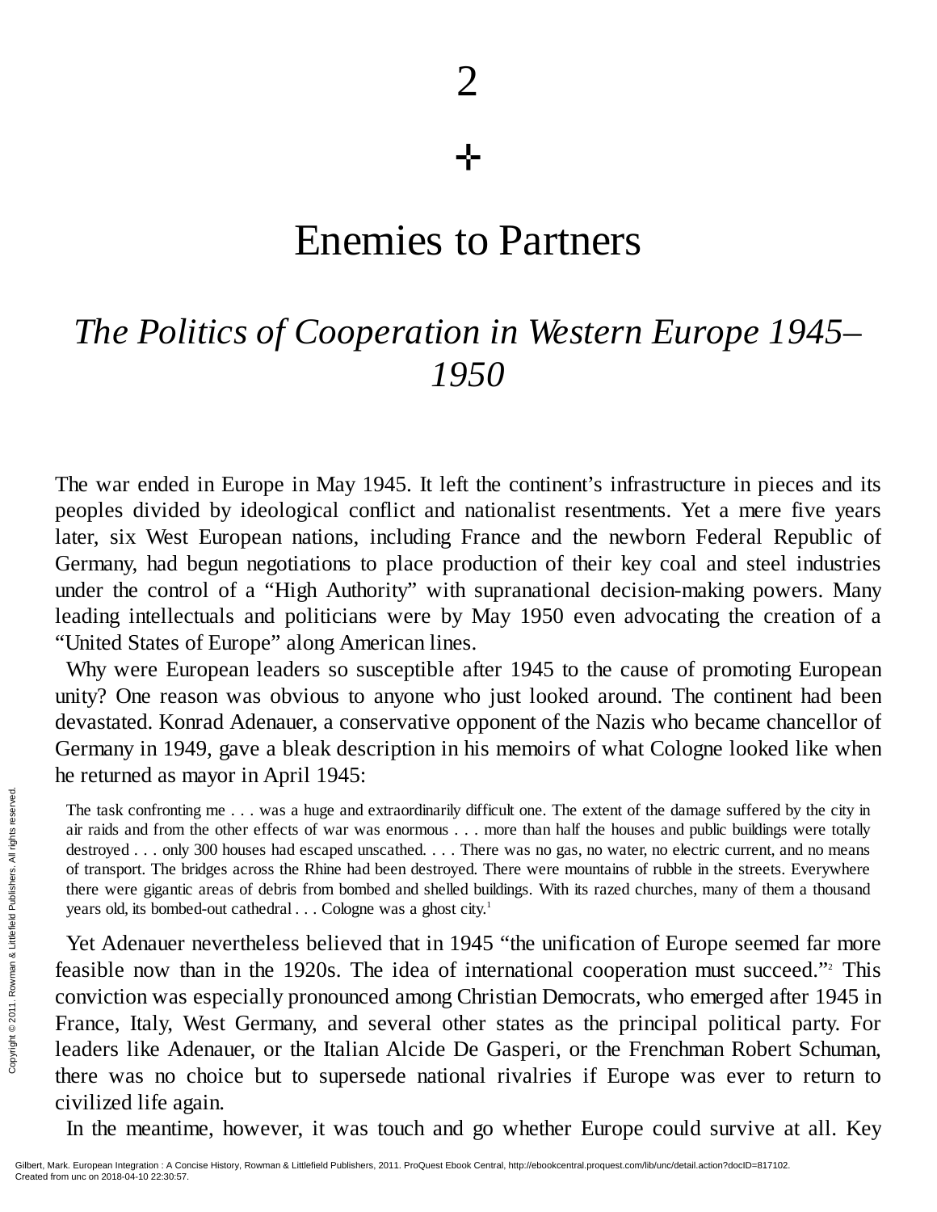# 2

# Enemies to Partners

## *The Politics of Cooperation in Western Europe 1945–1950*

The war ended in Europe in May 1945. It left the continent's infrastructure in pieces and its peoples divided by ideological conflict and nationalist resentments. Yet a mere five years later, six West European nations, including France and the newborn Federal Republic of Germany, had begun negotiations to place production of their key coal and steel industries under the control of a "High Authority" with supranational decision-making powers. Many leading intellectuals and politicians were by May 1950 even advocating the creation of a "United States of Europe" along American lines.

Why were European leaders so susceptible after 1945 to the cause of promoting European unity? One reason was obvious to anyone who just looked around. The continent had been devastated. Konrad Adenauer, a conservative opponent of the Nazis who became chancellor of Germany in 1949, gave a bleak description in his memoirs of what Cologne looked like when he returned as mayor in April 1945:

> The task confronting me . . . was a huge and extraordinarily difficult one. The extent of the damage suffered by the city in air raids and from the other effects of war was enormous . . . more than half the houses and public buildings were totally destroyed . . . only 300 houses had escaped unscathed. . . . There was no gas, no water, no electric current, and no means of transport. The bridges across the Rhine had been destroyed. There were mountains of rubble in the streets. Everywhere there were gigantic areas of debris from bombed and shelled buildings. With its razed churches, many of them a thousand years old, its bombed-out cathedral . . . Cologne was a ghost city.[1]

Yet Adenauer nevertheless believed that in 1945 "the unification of Europe seemed far more feasible now than in the 1920s. The idea of international cooperation must succeed."[2] This conviction was especially pronounced among Christian Democrats, who emerged after 1945 in France, Italy, West Germany, and several other states as the principal political party. For leaders like Adenauer, or the Italian Alcide De Gasperi, or the Frenchman Robert Schuman, there was no choice but to supersede national rivalries if Europe was ever to return to civilized life again.

In the meantime, however, it was touch and go whether Europe could survive at all. Key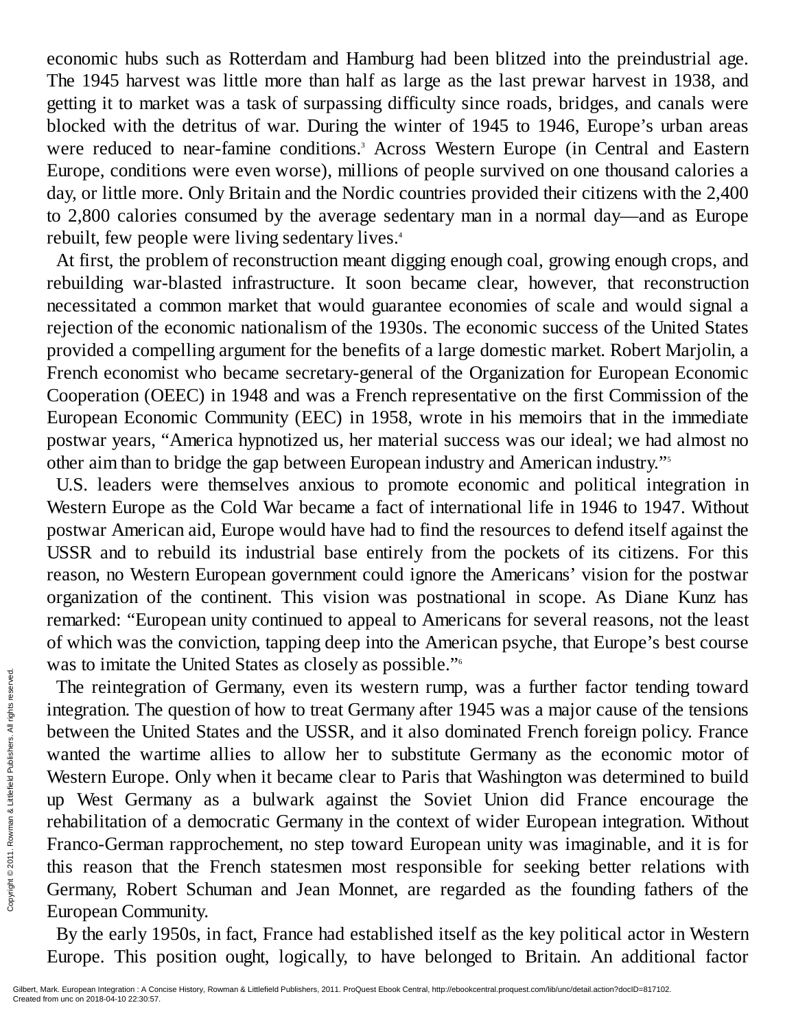economic hubs such as Rotterdam and Hamburg had been blitzed into the preindustrial age. The 1945 harvest was little more than half as large as the last prewar harvest in 1938, and getting it to market was a task of surpassing difficulty since roads, bridges, and canals were blocked with the detritus of war. During the winter of 1945 to 1946, Europe's urban areas were reduced to near-famine conditions.[3] Across Western Europe (in Central and Eastern Europe, conditions were even worse), millions of people survived on one thousand calories a day, or little more. Only Britain and the Nordic countries provided their citizens with the 2,400 to 2,800 calories consumed by the average sedentary man in a normal day—and as Europe rebuilt, few people were living sedentary lives.[4]

At first, the problem of reconstruction meant digging enough coal, growing enough crops, and rebuilding war-blasted infrastructure. It soon became clear, however, that reconstruction necessitated a common market that would guarantee economies of scale and would signal a rejection of the economic nationalism of the 1930s. The economic success of the United States provided a compelling argument for the benefits of a large domestic market. Robert Marjolin, a French economist who became secretary-general of the Organization for European Economic Cooperation (OEEC) in 1948 and was a French representative on the first Commission of the European Economic Community (EEC) in 1958, wrote in his memoirs that in the immediate postwar years, "America hypnotized us, her material success was our ideal; we had almost no other aim than to bridge the gap between European industry and American industry."[5]

U.S. leaders were themselves anxious to promote economic and political integration in Western Europe as the Cold War became a fact of international life in 1946 to 1947. Without postwar American aid, Europe would have had to find the resources to defend itself against the USSR and to rebuild its industrial base entirely from the pockets of its citizens. For this reason, no Western European government could ignore the Americans' vision for the postwar organization of the continent. This vision was postnational in scope. As Diane Kunz has remarked: "European unity continued to appeal to Americans for several reasons, not the least of which was the conviction, tapping deep into the American psyche, that Europe's best course was to imitate the United States as closely as possible."[6]

The reintegration of Germany, even its western rump, was a further factor tending toward integration. The question of how to treat Germany after 1945 was a major cause of the tensions between the United States and the USSR, and it also dominated French foreign policy. France wanted the wartime allies to allow her to substitute Germany as the economic motor of Western Europe. Only when it became clear to Paris that Washington was determined to build up West Germany as a bulwark against the Soviet Union did France encourage the rehabilitation of a democratic Germany in the context of wider European integration. Without Franco-German rapprochement, no step toward European unity was imaginable, and it is for this reason that the French statesmen most responsible for seeking better relations with Germany, Robert Schuman and Jean Monnet, are regarded as the founding fathers of the European Community.

By the early 1950s, in fact, France had established itself as the key political actor in Western Europe. This position ought, logically, to have belonged to Britain. An additional factor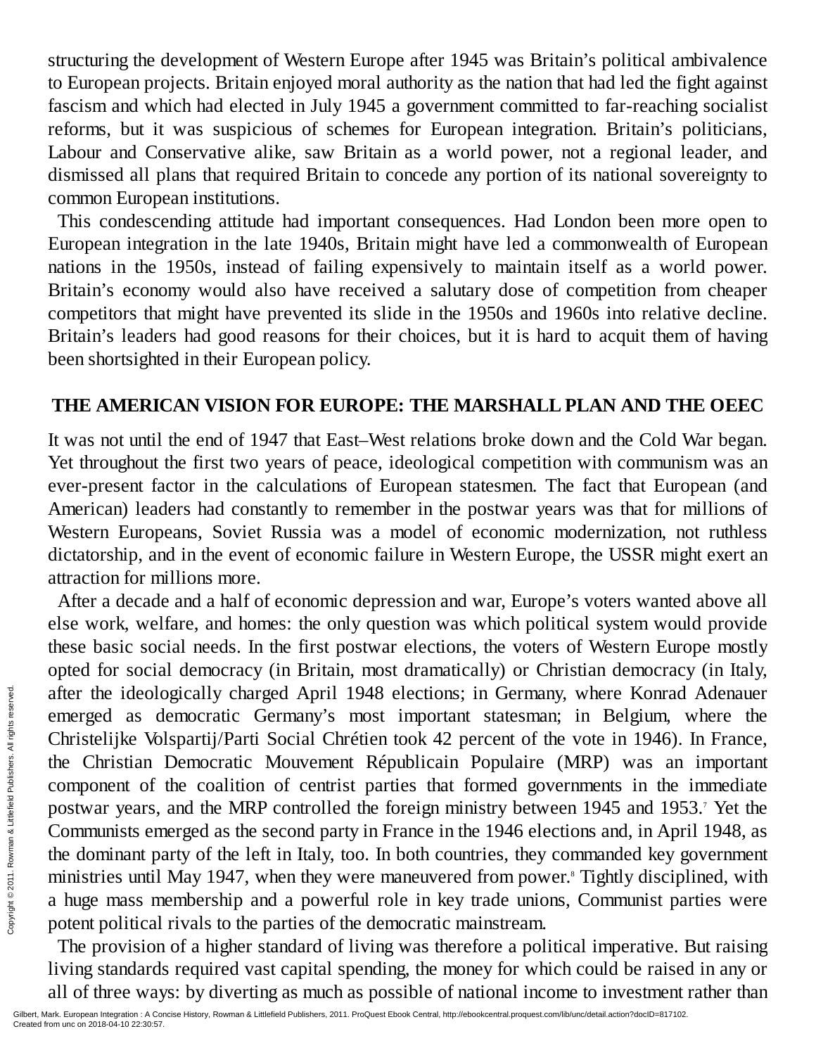structuring the development of Western Europe after 1945 was Britain's political ambivalence to European projects. Britain enjoyed moral authority as the nation that had led the fight against fascism and which had elected in July 1945 a government committed to far-reaching socialist reforms, but it was suspicious of schemes for European integration. Britain's politicians, Labour and Conservative alike, saw Britain as a world power, not a regional leader, and dismissed all plans that required Britain to concede any portion of its national sovereignty to common European institutions.

This condescending attitude had important consequences. Had London been more open to European integration in the late 1940s, Britain might have led a commonwealth of European nations in the 1950s, instead of failing expensively to maintain itself as a world power. Britain's economy would also have received a salutary dose of competition from cheaper competitors that might have prevented its slide in the 1950s and 1960s into relative decline. Britain's leaders had good reasons for their choices, but it is hard to acquit them of having been shortsighted in their European policy.

## THE AMERICAN VISION FOR EUROPE: THE MARSHALL PLAN AND THE OEEC

It was not until the end of 1947 that East–West relations broke down and the Cold War began. Yet throughout the first two years of peace, ideological competition with communism was an ever-present factor in the calculations of European statesmen. The fact that European (and American) leaders had constantly to remember in the postwar years was that for millions of Western Europeans, Soviet Russia was a model of economic modernization, not ruthless dictatorship, and in the event of economic failure in Western Europe, the USSR might exert an attraction for millions more.

After a decade and a half of economic depression and war, Europe's voters wanted above all else work, welfare, and homes: the only question was which political system would provide these basic social needs. In the first postwar elections, the voters of Western Europe mostly opted for social democracy (in Britain, most dramatically) or Christian democracy (in Italy, after the ideologically charged April 1948 elections; in Germany, where Konrad Adenauer emerged as democratic Germany's most important statesman; in Belgium, where the Christelijke Volspartij/Parti Social Chrétien took 42 percent of the vote in 1946). In France, the Christian Democratic Mouvement Républicain Populaire (MRP) was an important component of the coalition of centrist parties that formed governments in the immediate postwar years, and the MRP controlled the foreign ministry between 1945 and 1953.[7] Yet the Communists emerged as the second party in France in the 1946 elections and, in April 1948, as the dominant party of the left in Italy, too. In both countries, they commanded key government ministries until May 1947, when they were maneuvered from power.[8] Tightly disciplined, with a huge mass membership and a powerful role in key trade unions, Communist parties were potent political rivals to the parties of the democratic mainstream.

The provision of a higher standard of living was therefore a political imperative. But raising living standards required vast capital spending, the money for which could be raised in any or all of three ways: by diverting as much as possible of national income to investment rather than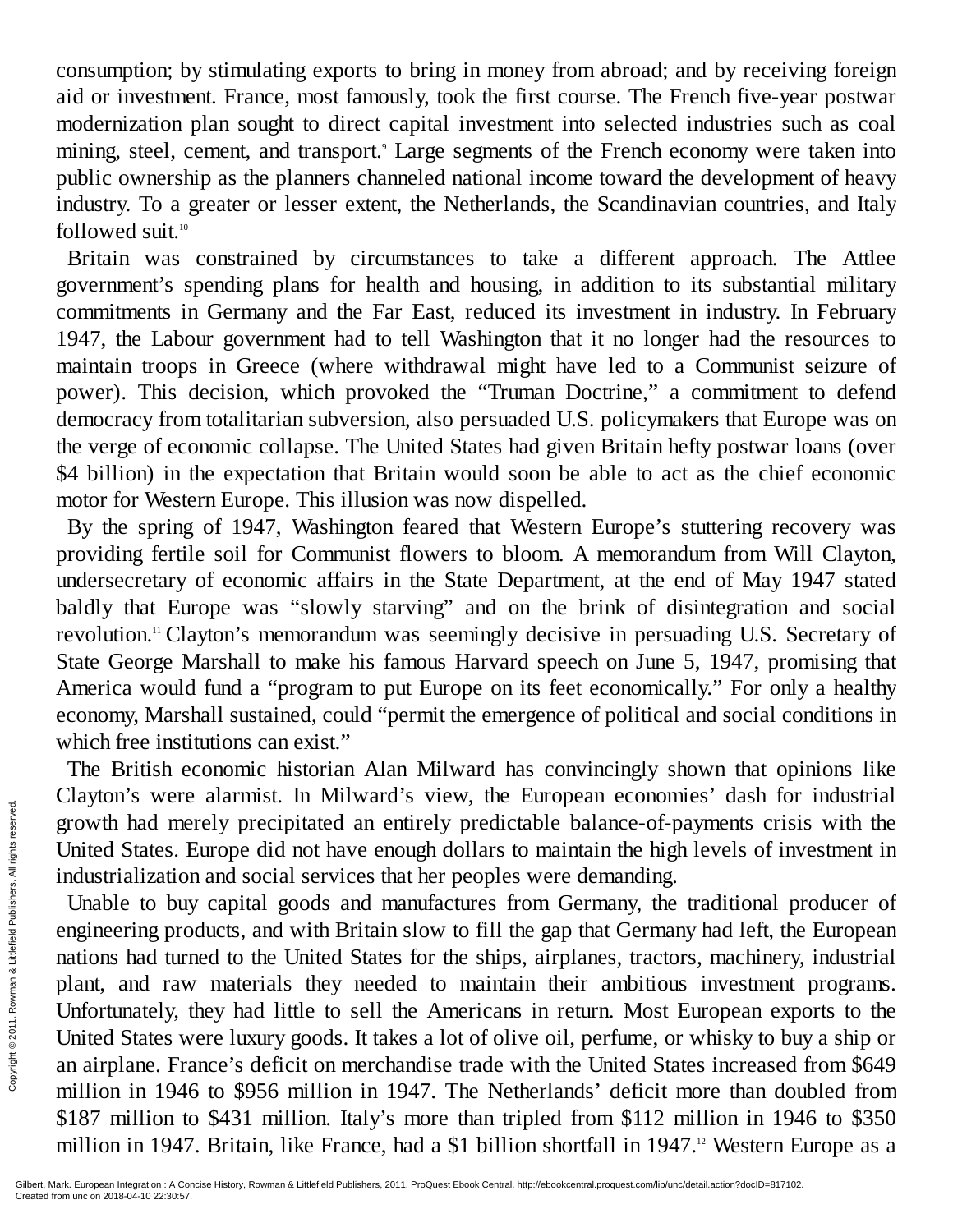consumption; by stimulating exports to bring in money from abroad; and by receiving foreign aid or investment. France, most famously, took the first course. The French five-year postwar modernization plan sought to direct capital investment into selected industries such as coal mining, steel, cement, and transport.[9] Large segments of the French economy were taken into public ownership as the planners channeled national income toward the development of heavy industry. To a greater or lesser extent, the Netherlands, the Scandinavian countries, and Italy followed suit.[10]

Britain was constrained by circumstances to take a different approach. The Attlee government's spending plans for health and housing, in addition to its substantial military commitments in Germany and the Far East, reduced its investment in industry. In February 1947, the Labour government had to tell Washington that it no longer had the resources to maintain troops in Greece (where withdrawal might have led to a Communist seizure of power). This decision, which provoked the "Truman Doctrine," a commitment to defend democracy from totalitarian subversion, also persuaded U.S. policymakers that Europe was on the verge of economic collapse. The United States had given Britain hefty postwar loans (over $4 billion) in the expectation that Britain would soon be able to act as the chief economic motor for Western Europe. This illusion was now dispelled.

By the spring of 1947, Washington feared that Western Europe's stuttering recovery was providing fertile soil for Communist flowers to bloom. A memorandum from Will Clayton, undersecretary of economic affairs in the State Department, at the end of May 1947 stated baldly that Europe was "slowly starving" and on the brink of disintegration and social revolution.[11] Clayton's memorandum was seemingly decisive in persuading U.S. Secretary of State George Marshall to make his famous Harvard speech on June 5, 1947, promising that America would fund a "program to put Europe on its feet economically." For only a healthy economy, Marshall sustained, could "permit the emergence of political and social conditions in which free institutions can exist."

The British economic historian Alan Milward has convincingly shown that opinions like Clayton's were alarmist. In Milward's view, the European economies' dash for industrial growth had merely precipitated an entirely predictable balance-of-payments crisis with the United States. Europe did not have enough dollars to maintain the high levels of investment in industrialization and social services that her peoples were demanding.

Unable to buy capital goods and manufactures from Germany, the traditional producer of engineering products, and with Britain slow to fill the gap that Germany had left, the European nations had turned to the United States for the ships, airplanes, tractors, machinery, industrial plant, and raw materials they needed to maintain their ambitious investment programs. Unfortunately, they had little to sell the Americans in return. Most European exports to the United States were luxury goods. It takes a lot of olive oil, perfume, or whisky to buy a ship or an airplane. France's deficit on merchandise trade with the United States increased from $649 million in 1946 to $956 million in 1947. The Netherlands' deficit more than doubled from $187 million to $431 million. Italy's more than tripled from $112 million in 1946 to $350 million in 1947. Britain, like France, had a $1 billion shortfall in 1947.[12] Western Europe as a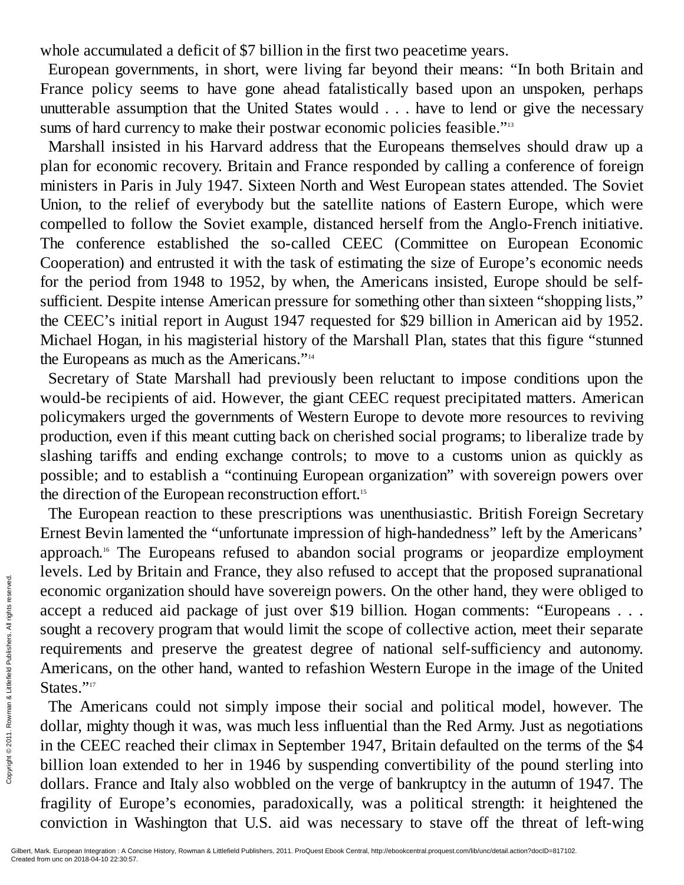whole accumulated a deficit of $7 billion in the first two peacetime years.

European governments, in short, were living far beyond their means: "In both Britain and France policy seems to have gone ahead fatalistically based upon an unspoken, perhaps unutterable assumption that the United States would . . . have to lend or give the necessary sums of hard currency to make their postwar economic policies feasible."[13]

Marshall insisted in his Harvard address that the Europeans themselves should draw up a plan for economic recovery. Britain and France responded by calling a conference of foreign ministers in Paris in July 1947. Sixteen North and West European states attended. The Soviet Union, to the relief of everybody but the satellite nations of Eastern Europe, which were compelled to follow the Soviet example, distanced herself from the Anglo-French initiative. The conference established the so-called CEEC (Committee on European Economic Cooperation) and entrusted it with the task of estimating the size of Europe's economic needs for the period from 1948 to 1952, by when, the Americans insisted, Europe should be self-sufficient. Despite intense American pressure for something other than sixteen "shopping lists," the CEEC's initial report in August 1947 requested for $29 billion in American aid by 1952. Michael Hogan, in his magisterial history of the Marshall Plan, states that this figure "stunned the Europeans as much as the Americans."[14]

Secretary of State Marshall had previously been reluctant to impose conditions upon the would-be recipients of aid. However, the giant CEEC request precipitated matters. American policymakers urged the governments of Western Europe to devote more resources to reviving production, even if this meant cutting back on cherished social programs; to liberalize trade by slashing tariffs and ending exchange controls; to move to a customs union as quickly as possible; and to establish a "continuing European organization" with sovereign powers over the direction of the European reconstruction effort.[15]

The European reaction to these prescriptions was unenthusiastic. British Foreign Secretary Ernest Bevin lamented the "unfortunate impression of high-handedness" left by the Americans' approach.[16] The Europeans refused to abandon social programs or jeopardize employment levels. Led by Britain and France, they also refused to accept that the proposed supranational economic organization should have sovereign powers. On the other hand, they were obliged to accept a reduced aid package of just over $19 billion. Hogan comments: "Europeans . . . sought a recovery program that would limit the scope of collective action, meet their separate requirements and preserve the greatest degree of national self-sufficiency and autonomy. Americans, on the other hand, wanted to refashion Western Europe in the image of the United States."[17]

The Americans could not simply impose their social and political model, however. The dollar, mighty though it was, was much less influential than the Red Army. Just as negotiations in the CEEC reached their climax in September 1947, Britain defaulted on the terms of the $4 billion loan extended to her in 1946 by suspending convertibility of the pound sterling into dollars. France and Italy also wobbled on the verge of bankruptcy in the autumn of 1947. The fragility of Europe's economies, paradoxically, was a political strength: it heightened the conviction in Washington that U.S. aid was necessary to stave off the threat of left-wing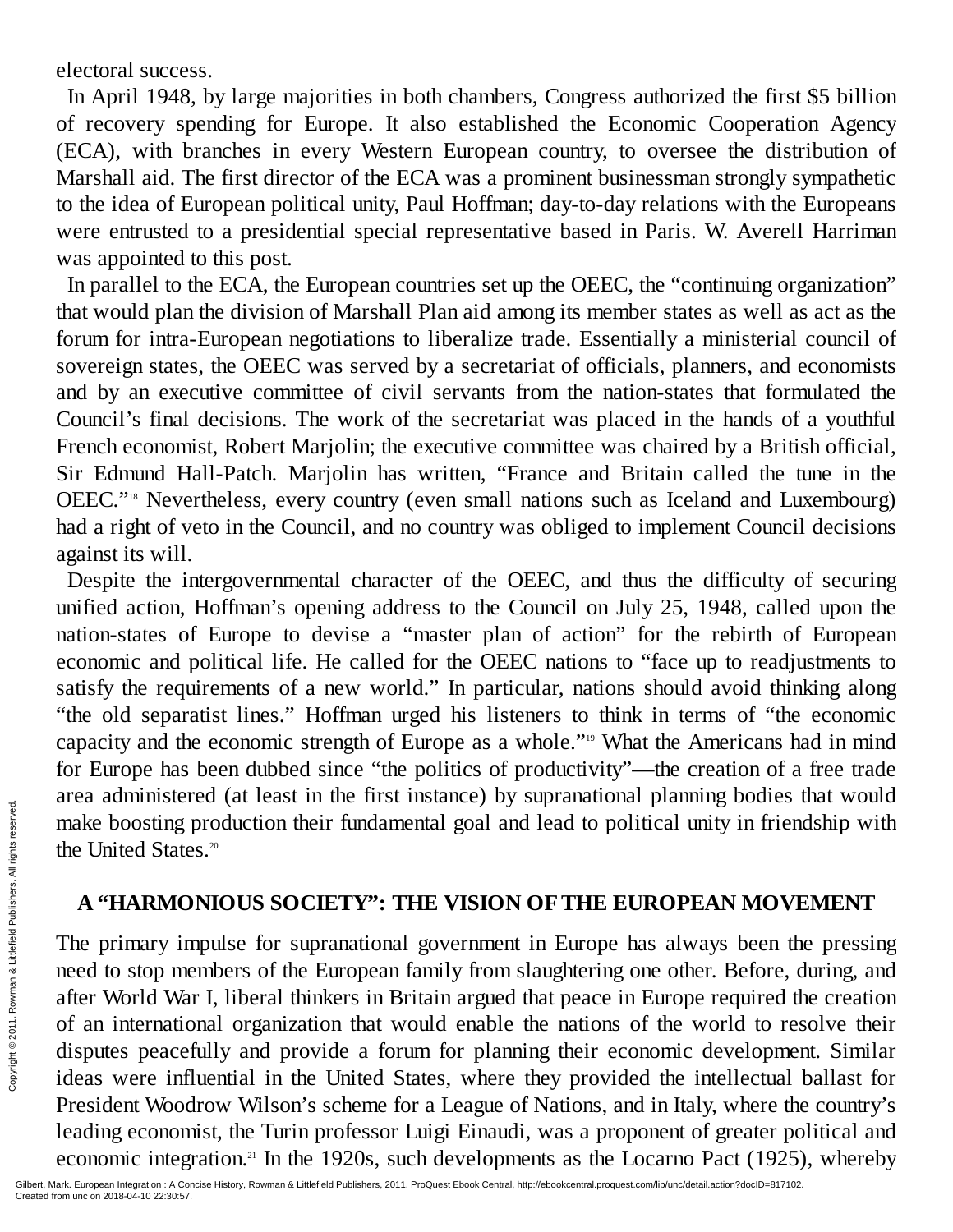electoral success.

In April 1948, by large majorities in both chambers, Congress authorized the first $5 billion of recovery spending for Europe. It also established the Economic Cooperation Agency (ECA), with branches in every Western European country, to oversee the distribution of Marshall aid. The first director of the ECA was a prominent businessman strongly sympathetic to the idea of European political unity, Paul Hoffman; day-to-day relations with the Europeans were entrusted to a presidential special representative based in Paris. W. Averell Harriman was appointed to this post.

In parallel to the ECA, the European countries set up the OEEC, the "continuing organization" that would plan the division of Marshall Plan aid among its member states as well as act as the forum for intra-European negotiations to liberalize trade. Essentially a ministerial council of sovereign states, the OEEC was served by a secretariat of officials, planners, and economists and by an executive committee of civil servants from the nation-states that formulated the Council's final decisions. The work of the secretariat was placed in the hands of a youthful French economist, Robert Marjolin; the executive committee was chaired by a British official, Sir Edmund Hall-Patch. Marjolin has written, "France and Britain called the tune in the OEEC."[18] Nevertheless, every country (even small nations such as Iceland and Luxembourg) had a right of veto in the Council, and no country was obliged to implement Council decisions against its will.

Despite the intergovernmental character of the OEEC, and thus the difficulty of securing unified action, Hoffman's opening address to the Council on July 25, 1948, called upon the nation-states of Europe to devise a "master plan of action" for the rebirth of European economic and political life. He called for the OEEC nations to "face up to readjustments to satisfy the requirements of a new world." In particular, nations should avoid thinking along "the old separatist lines." Hoffman urged his listeners to think in terms of "the economic capacity and the economic strength of Europe as a whole."[19] What the Americans had in mind for Europe has been dubbed since "the politics of productivity"—the creation of a free trade area administered (at least in the first instance) by supranational planning bodies that would make boosting production their fundamental goal and lead to political unity in friendship with the United States.[20]

## A "HARMONIOUS SOCIETY": THE VISION OF THE EUROPEAN MOVEMENT

The primary impulse for supranational government in Europe has always been the pressing need to stop members of the European family from slaughtering one other. Before, during, and after World War I, liberal thinkers in Britain argued that peace in Europe required the creation of an international organization that would enable the nations of the world to resolve their disputes peacefully and provide a forum for planning their economic development. Similar ideas were influential in the United States, where they provided the intellectual ballast for President Woodrow Wilson's scheme for a League of Nations, and in Italy, where the country's leading economist, the Turin professor Luigi Einaudi, was a proponent of greater political and economic integration.[21] In the 1920s, such developments as the Locarno Pact (1925), whereby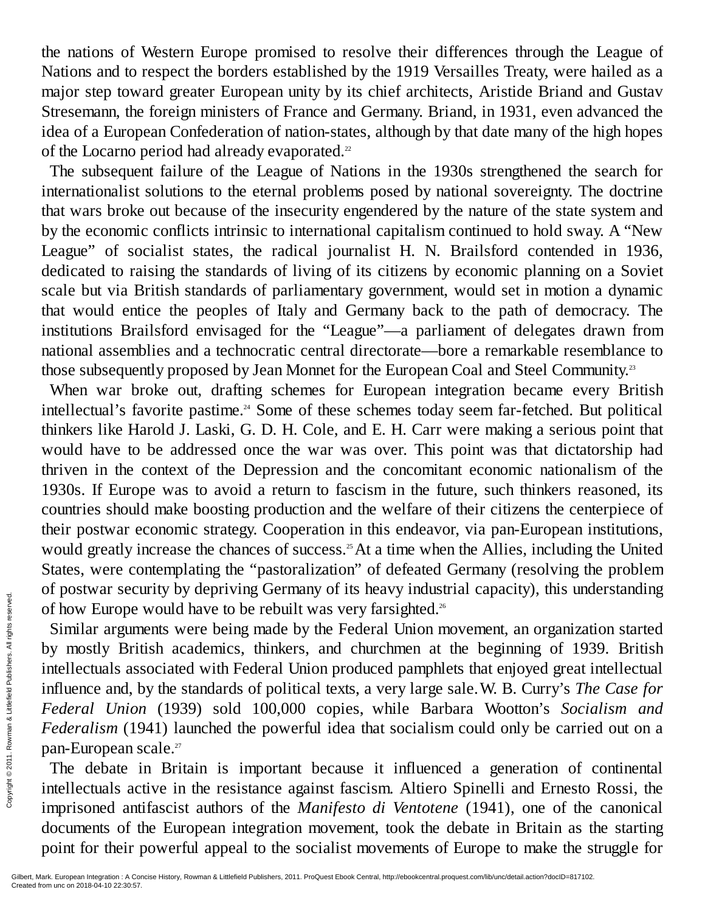the nations of Western Europe promised to resolve their differences through the League of Nations and to respect the borders established by the 1919 Versailles Treaty, were hailed as a major step toward greater European unity by its chief architects, Aristide Briand and Gustav Stresemann, the foreign ministers of France and Germany. Briand, in 1931, even advanced the idea of a European Confederation of nation-states, although by that date many of the high hopes of the Locarno period had already evaporated.[22]

The subsequent failure of the League of Nations in the 1930s strengthened the search for internationalist solutions to the eternal problems posed by national sovereignty. The doctrine that wars broke out because of the insecurity engendered by the nature of the state system and by the economic conflicts intrinsic to international capitalism continued to hold sway. A "New League" of socialist states, the radical journalist H. N. Brailsford contended in 1936, dedicated to raising the standards of living of its citizens by economic planning on a Soviet scale but via British standards of parliamentary government, would set in motion a dynamic that would entice the peoples of Italy and Germany back to the path of democracy. The institutions Brailsford envisaged for the "League"—a parliament of delegates drawn from national assemblies and a technocratic central directorate—bore a remarkable resemblance to those subsequently proposed by Jean Monnet for the European Coal and Steel Community.[23]

When war broke out, drafting schemes for European integration became every British intellectual's favorite pastime.[24] Some of these schemes today seem far-fetched. But political thinkers like Harold J. Laski, G. D. H. Cole, and E. H. Carr were making a serious point that would have to be addressed once the war was over. This point was that dictatorship had thriven in the context of the Depression and the concomitant economic nationalism of the 1930s. If Europe was to avoid a return to fascism in the future, such thinkers reasoned, its countries should make boosting production and the welfare of their citizens the centerpiece of their postwar economic strategy. Cooperation in this endeavor, via pan-European institutions, would greatly increase the chances of success.[25] At a time when the Allies, including the United States, were contemplating the "pastoralization" of defeated Germany (resolving the problem of postwar security by depriving Germany of its heavy industrial capacity), this understanding of how Europe would have to be rebuilt was very farsighted.[26]

Similar arguments were being made by the Federal Union movement, an organization started by mostly British academics, thinkers, and churchmen at the beginning of 1939. British intellectuals associated with Federal Union produced pamphlets that enjoyed great intellectual influence and, by the standards of political texts, a very large sale. W. B. Curry's *The Case for Federal Union* (1939) sold 100,000 copies, while Barbara Wootton's *Socialism and Federalism* (1941) launched the powerful idea that socialism could only be carried out on a pan-European scale.[27]

The debate in Britain is important because it influenced a generation of continental intellectuals active in the resistance against fascism. Altiero Spinelli and Ernesto Rossi, the imprisoned antifascist authors of the *Manifesto di Ventotene* (1941), one of the canonical documents of the European integration movement, took the debate in Britain as the starting point for their powerful appeal to the socialist movements of Europe to make the struggle for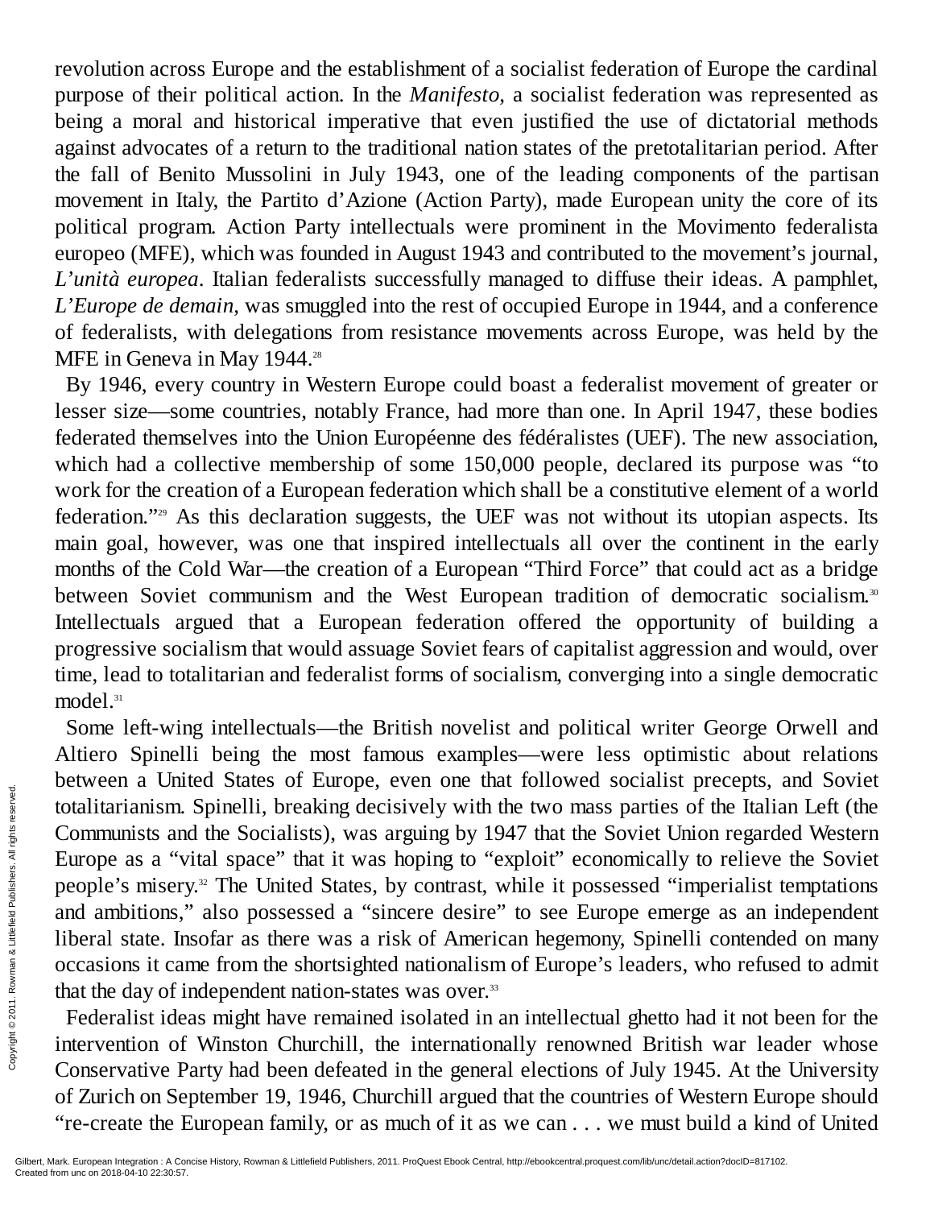revolution across Europe and the establishment of a socialist federation of Europe the cardinal purpose of their political action. In the *Manifesto*, a socialist federation was represented as being a moral and historical imperative that even justified the use of dictatorial methods against advocates of a return to the traditional nation states of the pretotalitarian period. After the fall of Benito Mussolini in July 1943, one of the leading components of the partisan movement in Italy, the Partito d'Azione (Action Party), made European unity the core of its political program. Action Party intellectuals were prominent in the Movimento federalista europeo (MFE), which was founded in August 1943 and contributed to the movement's journal, *L'unità europea*. Italian federalists successfully managed to diffuse their ideas. A pamphlet, *L'Europe de demain*, was smuggled into the rest of occupied Europe in 1944, and a conference of federalists, with delegations from resistance movements across Europe, was held by the MFE in Geneva in May 1944.[28]

By 1946, every country in Western Europe could boast a federalist movement of greater or lesser size—some countries, notably France, had more than one. In April 1947, these bodies federated themselves into the Union Européenne des fédéralistes (UEF). The new association, which had a collective membership of some 150,000 people, declared its purpose was "to work for the creation of a European federation which shall be a constitutive element of a world federation."[29] As this declaration suggests, the UEF was not without its utopian aspects. Its main goal, however, was one that inspired intellectuals all over the continent in the early months of the Cold War—the creation of a European "Third Force" that could act as a bridge between Soviet communism and the West European tradition of democratic socialism.[30] Intellectuals argued that a European federation offered the opportunity of building a progressive socialism that would assuage Soviet fears of capitalist aggression and would, over time, lead to totalitarian and federalist forms of socialism, converging into a single democratic model.[31]

Some left-wing intellectuals—the British novelist and political writer George Orwell and Altiero Spinelli being the most famous examples—were less optimistic about relations between a United States of Europe, even one that followed socialist precepts, and Soviet totalitarianism. Spinelli, breaking decisively with the two mass parties of the Italian Left (the Communists and the Socialists), was arguing by 1947 that the Soviet Union regarded Western Europe as a "vital space" that it was hoping to "exploit" economically to relieve the Soviet people's misery.[32] The United States, by contrast, while it possessed "imperialist temptations and ambitions," also possessed a "sincere desire" to see Europe emerge as an independent liberal state. Insofar as there was a risk of American hegemony, Spinelli contended on many occasions it came from the shortsighted nationalism of Europe's leaders, who refused to admit that the day of independent nation-states was over.[33]

Federalist ideas might have remained isolated in an intellectual ghetto had it not been for the intervention of Winston Churchill, the internationally renowned British war leader whose Conservative Party had been defeated in the general elections of July 1945. At the University of Zurich on September 19, 1946, Churchill argued that the countries of Western Europe should "re-create the European family, or as much of it as we can . . . we must build a kind of United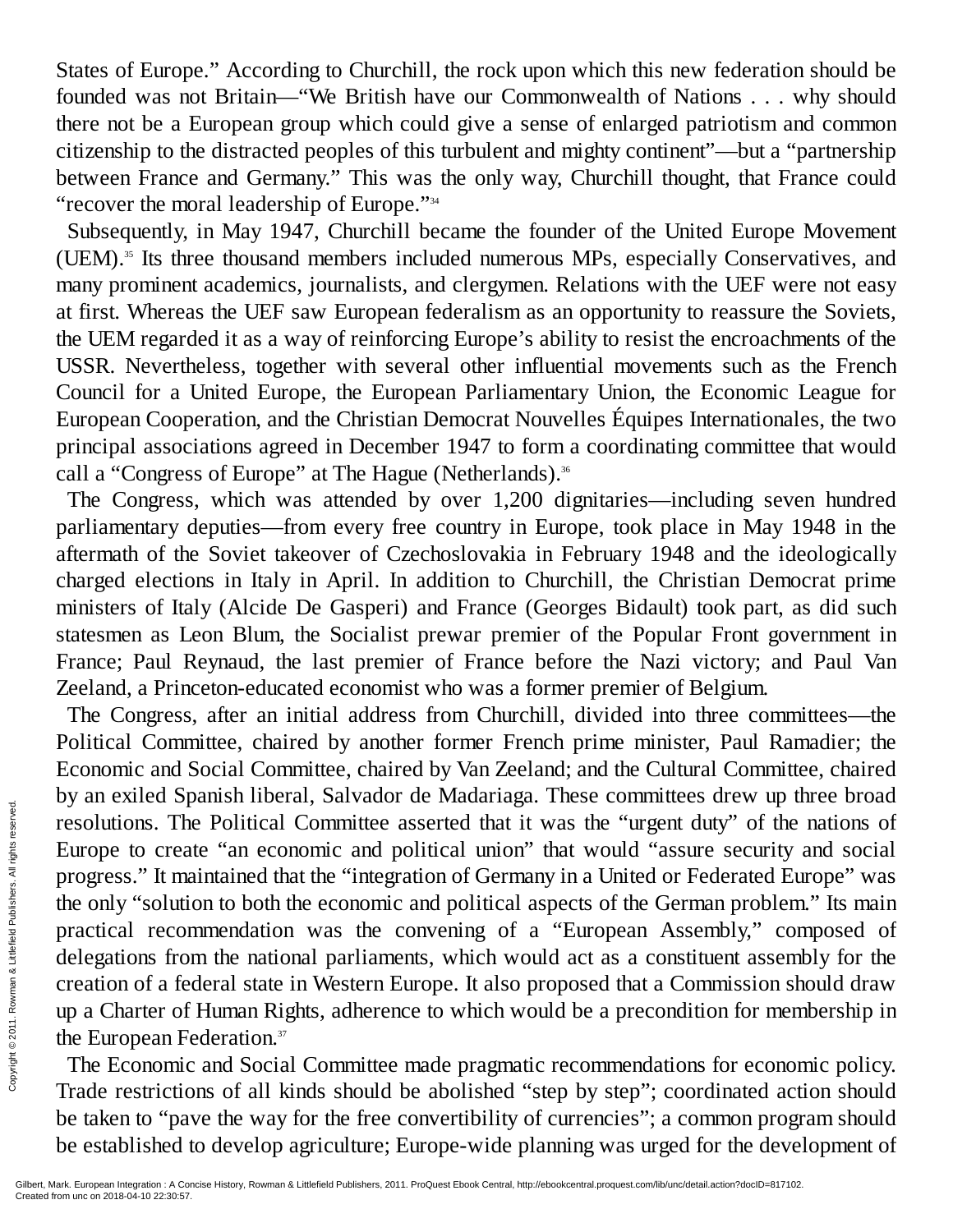States of Europe." According to Churchill, the rock upon which this new federation should be founded was not Britain—"We British have our Commonwealth of Nations . . . why should there not be a European group which could give a sense of enlarged patriotism and common citizenship to the distracted peoples of this turbulent and mighty continent"—but a "partnership between France and Germany." This was the only way, Churchill thought, that France could "recover the moral leadership of Europe."[34]

Subsequently, in May 1947, Churchill became the founder of the United Europe Movement (UEM).[35] Its three thousand members included numerous MPs, especially Conservatives, and many prominent academics, journalists, and clergymen. Relations with the UEF were not easy at first. Whereas the UEF saw European federalism as an opportunity to reassure the Soviets, the UEM regarded it as a way of reinforcing Europe's ability to resist the encroachments of the USSR. Nevertheless, together with several other influential movements such as the French Council for a United Europe, the European Parliamentary Union, the Economic League for European Cooperation, and the Christian Democrat Nouvelles Équipes Internationales, the two principal associations agreed in December 1947 to form a coordinating committee that would call a "Congress of Europe" at The Hague (Netherlands).[36]

The Congress, which was attended by over 1,200 dignitaries—including seven hundred parliamentary deputies—from every free country in Europe, took place in May 1948 in the aftermath of the Soviet takeover of Czechoslovakia in February 1948 and the ideologically charged elections in Italy in April. In addition to Churchill, the Christian Democrat prime ministers of Italy (Alcide De Gasperi) and France (Georges Bidault) took part, as did such statesmen as Leon Blum, the Socialist prewar premier of the Popular Front government in France; Paul Reynaud, the last premier of France before the Nazi victory; and Paul Van Zeeland, a Princeton-educated economist who was a former premier of Belgium.

The Congress, after an initial address from Churchill, divided into three committees—the Political Committee, chaired by another former French prime minister, Paul Ramadier; the Economic and Social Committee, chaired by Van Zeeland; and the Cultural Committee, chaired by an exiled Spanish liberal, Salvador de Madariaga. These committees drew up three broad resolutions. The Political Committee asserted that it was the "urgent duty" of the nations of Europe to create "an economic and political union" that would "assure security and social progress." It maintained that the "integration of Germany in a United or Federated Europe" was the only "solution to both the economic and political aspects of the German problem." Its main practical recommendation was the convening of a "European Assembly," composed of delegations from the national parliaments, which would act as a constituent assembly for the creation of a federal state in Western Europe. It also proposed that a Commission should draw up a Charter of Human Rights, adherence to which would be a precondition for membership in the European Federation.[37]

The Economic and Social Committee made pragmatic recommendations for economic policy. Trade restrictions of all kinds should be abolished "step by step"; coordinated action should be taken to "pave the way for the free convertibility of currencies"; a common program should be established to develop agriculture; Europe-wide planning was urged for the development of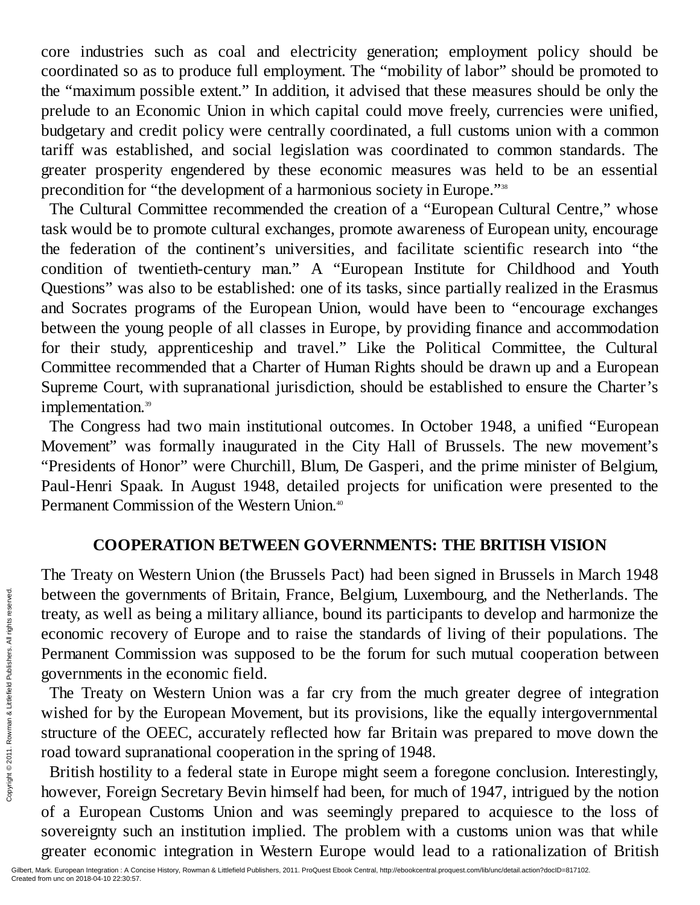core industries such as coal and electricity generation; employment policy should be coordinated so as to produce full employment. The "mobility of labor" should be promoted to the "maximum possible extent." In addition, it advised that these measures should be only the prelude to an Economic Union in which capital could move freely, currencies were unified, budgetary and credit policy were centrally coordinated, a full customs union with a common tariff was established, and social legislation was coordinated to common standards. The greater prosperity engendered by these economic measures was held to be an essential precondition for "the development of a harmonious society in Europe."[38]

The Cultural Committee recommended the creation of a "European Cultural Centre," whose task would be to promote cultural exchanges, promote awareness of European unity, encourage the federation of the continent's universities, and facilitate scientific research into "the condition of twentieth-century man." A "European Institute for Childhood and Youth Questions" was also to be established: one of its tasks, since partially realized in the Erasmus and Socrates programs of the European Union, would have been to "encourage exchanges between the young people of all classes in Europe, by providing finance and accommodation for their study, apprenticeship and travel." Like the Political Committee, the Cultural Committee recommended that a Charter of Human Rights should be drawn up and a European Supreme Court, with supranational jurisdiction, should be established to ensure the Charter's implementation.[39]

The Congress had two main institutional outcomes. In October 1948, a unified "European Movement" was formally inaugurated in the City Hall of Brussels. The new movement's "Presidents of Honor" were Churchill, Blum, De Gasperi, and the prime minister of Belgium, Paul-Henri Spaak. In August 1948, detailed projects for unification were presented to the Permanent Commission of the Western Union.[40]

## COOPERATION BETWEEN GOVERNMENTS: THE BRITISH VISION

The Treaty on Western Union (the Brussels Pact) had been signed in Brussels in March 1948 between the governments of Britain, France, Belgium, Luxembourg, and the Netherlands. The treaty, as well as being a military alliance, bound its participants to develop and harmonize the economic recovery of Europe and to raise the standards of living of their populations. The Permanent Commission was supposed to be the forum for such mutual cooperation between governments in the economic field.

The Treaty on Western Union was a far cry from the much greater degree of integration wished for by the European Movement, but its provisions, like the equally intergovernmental structure of the OEEC, accurately reflected how far Britain was prepared to move down the road toward supranational cooperation in the spring of 1948.

British hostility to a federal state in Europe might seem a foregone conclusion. Interestingly, however, Foreign Secretary Bevin himself had been, for much of 1947, intrigued by the notion of a European Customs Union and was seemingly prepared to acquiesce to the loss of sovereignty such an institution implied. The problem with a customs union was that while greater economic integration in Western Europe would lead to a rationalization of British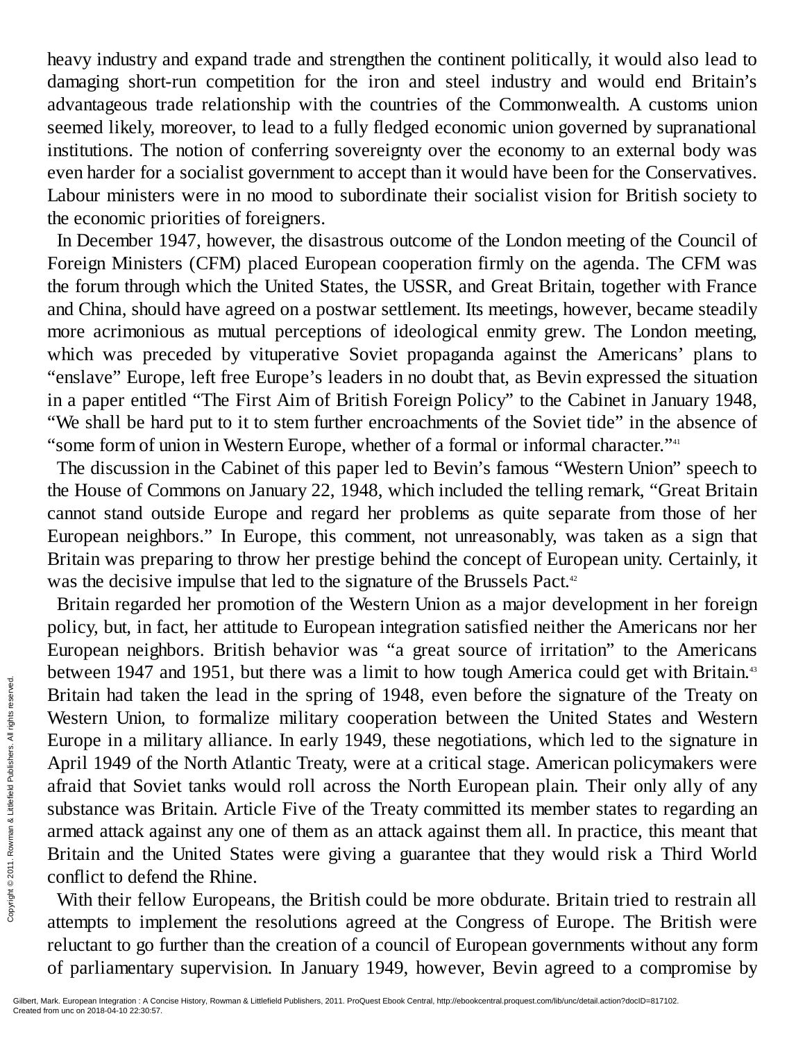heavy industry and expand trade and strengthen the continent politically, it would also lead to damaging short-run competition for the iron and steel industry and would end Britain's advantageous trade relationship with the countries of the Commonwealth. A customs union seemed likely, moreover, to lead to a fully fledged economic union governed by supranational institutions. The notion of conferring sovereignty over the economy to an external body was even harder for a socialist government to accept than it would have been for the Conservatives. Labour ministers were in no mood to subordinate their socialist vision for British society to the economic priorities of foreigners.

In December 1947, however, the disastrous outcome of the London meeting of the Council of Foreign Ministers (CFM) placed European cooperation firmly on the agenda. The CFM was the forum through which the United States, the USSR, and Great Britain, together with France and China, should have agreed on a postwar settlement. Its meetings, however, became steadily more acrimonious as mutual perceptions of ideological enmity grew. The London meeting, which was preceded by vituperative Soviet propaganda against the Americans' plans to "enslave" Europe, left free Europe's leaders in no doubt that, as Bevin expressed the situation in a paper entitled "The First Aim of British Foreign Policy" to the Cabinet in January 1948, "We shall be hard put to it to stem further encroachments of the Soviet tide" in the absence of "some form of union in Western Europe, whether of a formal or informal character."[41]

The discussion in the Cabinet of this paper led to Bevin's famous "Western Union" speech to the House of Commons on January 22, 1948, which included the telling remark, "Great Britain cannot stand outside Europe and regard her problems as quite separate from those of her European neighbors." In Europe, this comment, not unreasonably, was taken as a sign that Britain was preparing to throw her prestige behind the concept of European unity. Certainly, it was the decisive impulse that led to the signature of the Brussels Pact.[42]

Britain regarded her promotion of the Western Union as a major development in her foreign policy, but, in fact, her attitude to European integration satisfied neither the Americans nor her European neighbors. British behavior was "a great source of irritation" to the Americans between 1947 and 1951, but there was a limit to how tough America could get with Britain.[43] Britain had taken the lead in the spring of 1948, even before the signature of the Treaty on Western Union, to formalize military cooperation between the United States and Western Europe in a military alliance. In early 1949, these negotiations, which led to the signature in April 1949 of the North Atlantic Treaty, were at a critical stage. American policymakers were afraid that Soviet tanks would roll across the North European plain. Their only ally of any substance was Britain. Article Five of the Treaty committed its member states to regarding an armed attack against any one of them as an attack against them all. In practice, this meant that Britain and the United States were giving a guarantee that they would risk a Third World conflict to defend the Rhine.

With their fellow Europeans, the British could be more obdurate. Britain tried to restrain all attempts to implement the resolutions agreed at the Congress of Europe. The British were reluctant to go further than the creation of a council of European governments without any form of parliamentary supervision. In January 1949, however, Bevin agreed to a compromise by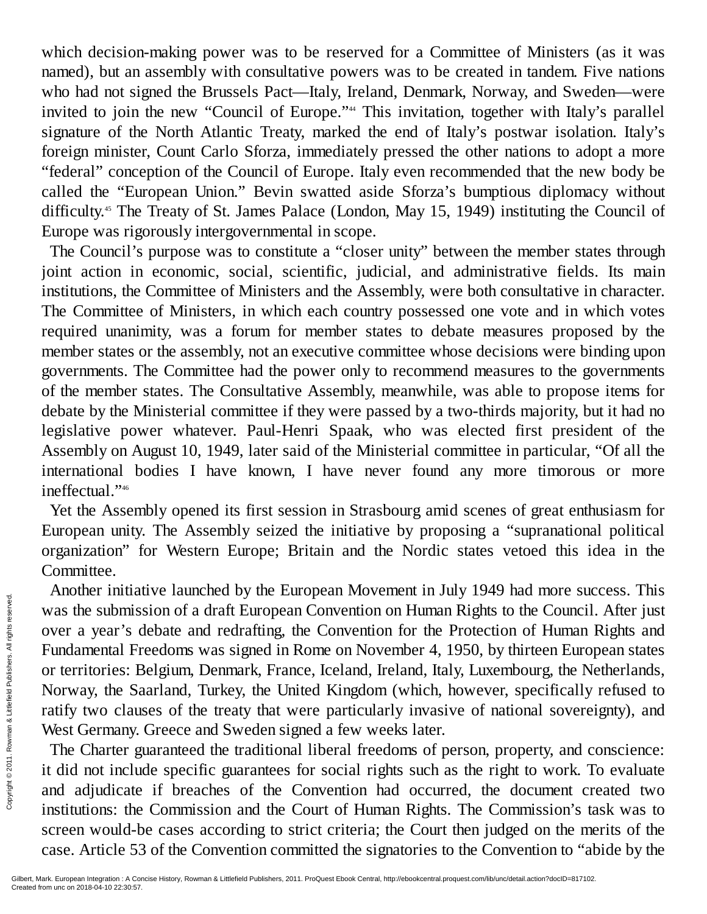which decision-making power was to be reserved for a Committee of Ministers (as it was named), but an assembly with consultative powers was to be created in tandem. Five nations who had not signed the Brussels Pact—Italy, Ireland, Denmark, Norway, and Sweden—were invited to join the new "Council of Europe."[44] This invitation, together with Italy's parallel signature of the North Atlantic Treaty, marked the end of Italy's postwar isolation. Italy's foreign minister, Count Carlo Sforza, immediately pressed the other nations to adopt a more "federal" conception of the Council of Europe. Italy even recommended that the new body be called the "European Union." Bevin swatted aside Sforza's bumptious diplomacy without difficulty.[45] The Treaty of St. James Palace (London, May 15, 1949) instituting the Council of Europe was rigorously intergovernmental in scope.

The Council's purpose was to constitute a "closer unity" between the member states through joint action in economic, social, scientific, judicial, and administrative fields. Its main institutions, the Committee of Ministers and the Assembly, were both consultative in character. The Committee of Ministers, in which each country possessed one vote and in which votes required unanimity, was a forum for member states to debate measures proposed by the member states or the assembly, not an executive committee whose decisions were binding upon governments. The Committee had the power only to recommend measures to the governments of the member states. The Consultative Assembly, meanwhile, was able to propose items for debate by the Ministerial committee if they were passed by a two-thirds majority, but it had no legislative power whatever. Paul-Henri Spaak, who was elected first president of the Assembly on August 10, 1949, later said of the Ministerial committee in particular, "Of all the international bodies I have known, I have never found any more timorous or more ineffectual."[46]

Yet the Assembly opened its first session in Strasbourg amid scenes of great enthusiasm for European unity. The Assembly seized the initiative by proposing a "supranational political organization" for Western Europe; Britain and the Nordic states vetoed this idea in the Committee.

Another initiative launched by the European Movement in July 1949 had more success. This was the submission of a draft European Convention on Human Rights to the Council. After just over a year's debate and redrafting, the Convention for the Protection of Human Rights and Fundamental Freedoms was signed in Rome on November 4, 1950, by thirteen European states or territories: Belgium, Denmark, France, Iceland, Ireland, Italy, Luxembourg, the Netherlands, Norway, the Saarland, Turkey, the United Kingdom (which, however, specifically refused to ratify two clauses of the treaty that were particularly invasive of national sovereignty), and West Germany. Greece and Sweden signed a few weeks later.

The Charter guaranteed the traditional liberal freedoms of person, property, and conscience: it did not include specific guarantees for social rights such as the right to work. To evaluate and adjudicate if breaches of the Convention had occurred, the document created two institutions: the Commission and the Court of Human Rights. The Commission's task was to screen would-be cases according to strict criteria; the Court then judged on the merits of the case. Article 53 of the Convention committed the signatories to the Convention to "abide by the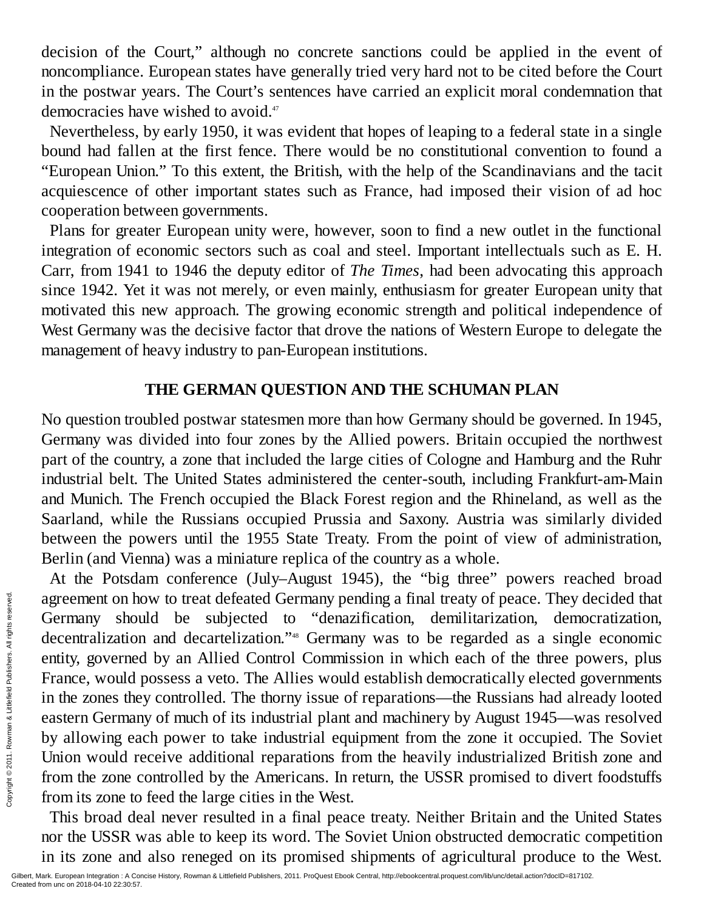decision of the Court," although no concrete sanctions could be applied in the event of noncompliance. European states have generally tried very hard not to be cited before the Court in the postwar years. The Court's sentences have carried an explicit moral condemnation that democracies have wished to avoid.[47]

Nevertheless, by early 1950, it was evident that hopes of leaping to a federal state in a single bound had fallen at the first fence. There would be no constitutional convention to found a "European Union." To this extent, the British, with the help of the Scandinavians and the tacit acquiescence of other important states such as France, had imposed their vision of ad hoc cooperation between governments.

Plans for greater European unity were, however, soon to find a new outlet in the functional integration of economic sectors such as coal and steel. Important intellectuals such as E. H. Carr, from 1941 to 1946 the deputy editor of *The Times*, had been advocating this approach since 1942. Yet it was not merely, or even mainly, enthusiasm for greater European unity that motivated this new approach. The growing economic strength and political independence of West Germany was the decisive factor that drove the nations of Western Europe to delegate the management of heavy industry to pan-European institutions.

## THE GERMAN QUESTION AND THE SCHUMAN PLAN

No question troubled postwar statesmen more than how Germany should be governed. In 1945, Germany was divided into four zones by the Allied powers. Britain occupied the northwest part of the country, a zone that included the large cities of Cologne and Hamburg and the Ruhr industrial belt. The United States administered the center-south, including Frankfurt-am-Main and Munich. The French occupied the Black Forest region and the Rhineland, as well as the Saarland, while the Russians occupied Prussia and Saxony. Austria was similarly divided between the powers until the 1955 State Treaty. From the point of view of administration, Berlin (and Vienna) was a miniature replica of the country as a whole.

At the Potsdam conference (July–August 1945), the "big three" powers reached broad agreement on how to treat defeated Germany pending a final treaty of peace. They decided that Germany should be subjected to "denazification, demilitarization, democratization, decentralization and decartelization."[48] Germany was to be regarded as a single economic entity, governed by an Allied Control Commission in which each of the three powers, plus France, would possess a veto. The Allies would establish democratically elected governments in the zones they controlled. The thorny issue of reparations—the Russians had already looted eastern Germany of much of its industrial plant and machinery by August 1945—was resolved by allowing each power to take industrial equipment from the zone it occupied. The Soviet Union would receive additional reparations from the heavily industrialized British zone and from the zone controlled by the Americans. In return, the USSR promised to divert foodstuffs from its zone to feed the large cities in the West.

This broad deal never resulted in a final peace treaty. Neither Britain and the United States nor the USSR was able to keep its word. The Soviet Union obstructed democratic competition in its zone and also reneged on its promised shipments of agricultural produce to the West.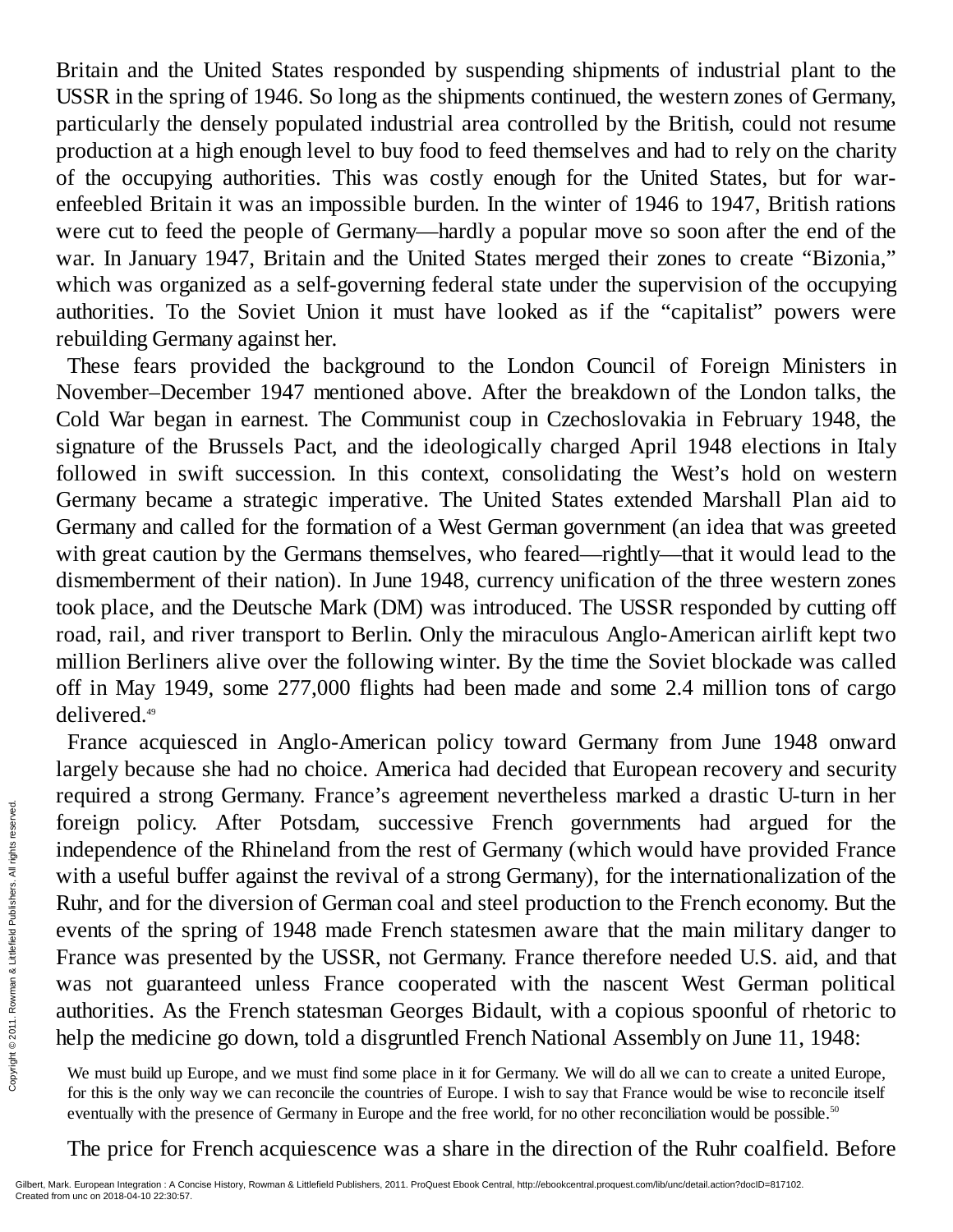Britain and the United States responded by suspending shipments of industrial plant to the USSR in the spring of 1946. So long as the shipments continued, the western zones of Germany, particularly the densely populated industrial area controlled by the British, could not resume production at a high enough level to buy food to feed themselves and had to rely on the charity of the occupying authorities. This was costly enough for the United States, but for war-enfeebled Britain it was an impossible burden. In the winter of 1946 to 1947, British rations were cut to feed the people of Germany—hardly a popular move so soon after the end of the war. In January 1947, Britain and the United States merged their zones to create "Bizonia," which was organized as a self-governing federal state under the supervision of the occupying authorities. To the Soviet Union it must have looked as if the "capitalist" powers were rebuilding Germany against her.

These fears provided the background to the London Council of Foreign Ministers in November–December 1947 mentioned above. After the breakdown of the London talks, the Cold War began in earnest. The Communist coup in Czechoslovakia in February 1948, the signature of the Brussels Pact, and the ideologically charged April 1948 elections in Italy followed in swift succession. In this context, consolidating the West's hold on western Germany became a strategic imperative. The United States extended Marshall Plan aid to Germany and called for the formation of a West German government (an idea that was greeted with great caution by the Germans themselves, who feared—rightly—that it would lead to the dismemberment of their nation). In June 1948, currency unification of the three western zones took place, and the Deutsche Mark (DM) was introduced. The USSR responded by cutting off road, rail, and river transport to Berlin. Only the miraculous Anglo-American airlift kept two million Berliners alive over the following winter. By the time the Soviet blockade was called off in May 1949, some 277,000 flights had been made and some 2.4 million tons of cargo delivered.[49]

France acquiesced in Anglo-American policy toward Germany from June 1948 onward largely because she had no choice. America had decided that European recovery and security required a strong Germany. France's agreement nevertheless marked a drastic U-turn in her foreign policy. After Potsdam, successive French governments had argued for the independence of the Rhineland from the rest of Germany (which would have provided France with a useful buffer against the revival of a strong Germany), for the internationalization of the Ruhr, and for the diversion of German coal and steel production to the French economy. But the events of the spring of 1948 made French statesmen aware that the main military danger to France was presented by the USSR, not Germany. France therefore needed U.S. aid, and that was not guaranteed unless France cooperated with the nascent West German political authorities. As the French statesman Georges Bidault, with a copious spoonful of rhetoric to help the medicine go down, told a disgruntled French National Assembly on June 11, 1948:

> We must build up Europe, and we must find some place in it for Germany. We will do all we can to create a united Europe, for this is the only way we can reconcile the countries of Europe. I wish to say that France would be wise to reconcile itself eventually with the presence of Germany in Europe and the free world, for no other reconciliation would be possible.[50]

The price for French acquiescence was a share in the direction of the Ruhr coalfield. Before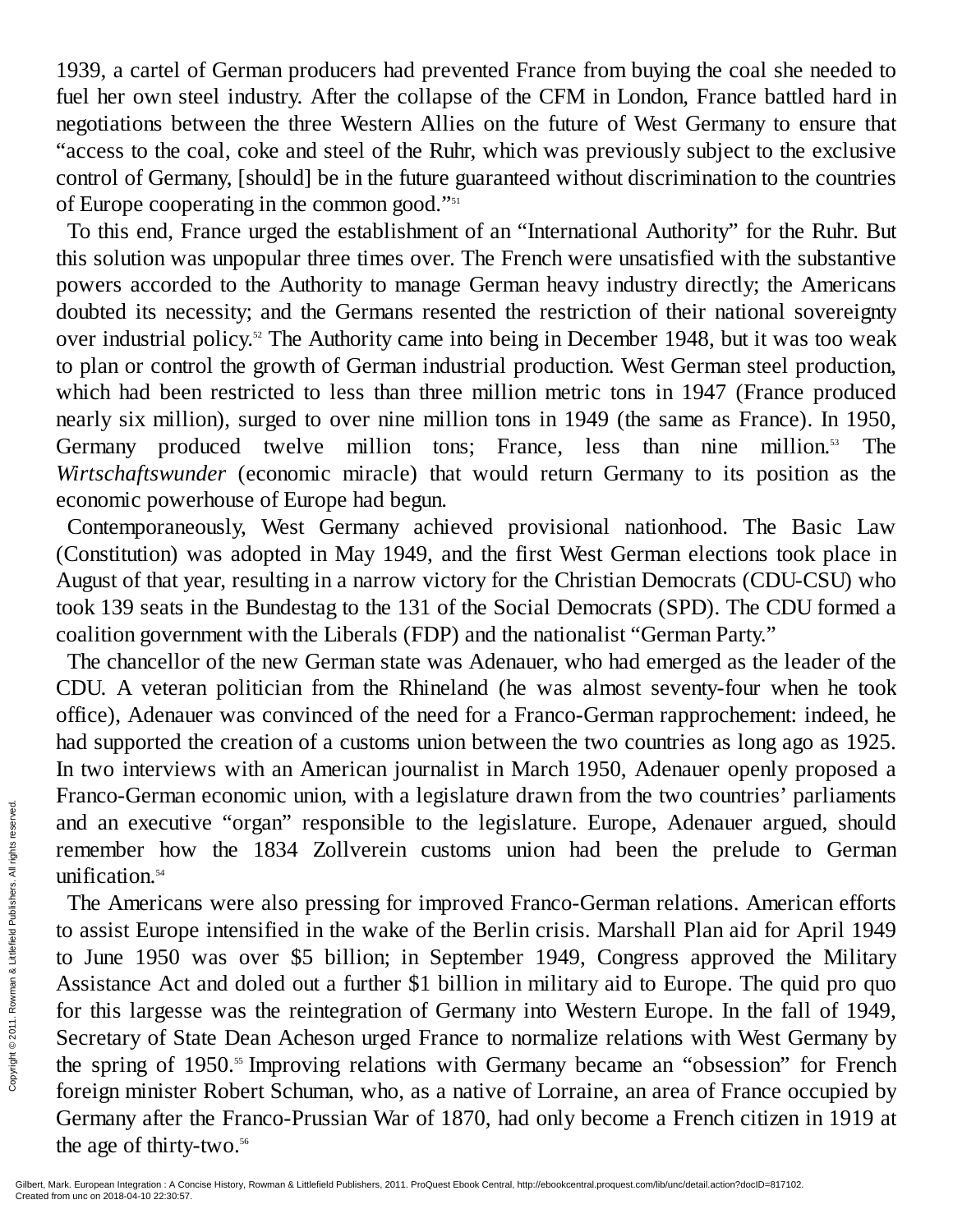1939, a cartel of German producers had prevented France from buying the coal she needed to fuel her own steel industry. After the collapse of the CFM in London, France battled hard in negotiations between the three Western Allies on the future of West Germany to ensure that "access to the coal, coke and steel of the Ruhr, which was previously subject to the exclusive control of Germany, [should] be in the future guaranteed without discrimination to the countries of Europe cooperating in the common good."[51]

To this end, France urged the establishment of an "International Authority" for the Ruhr. But this solution was unpopular three times over. The French were unsatisfied with the substantive powers accorded to the Authority to manage German heavy industry directly; the Americans doubted its necessity; and the Germans resented the restriction of their national sovereignty over industrial policy.[52] The Authority came into being in December 1948, but it was too weak to plan or control the growth of German industrial production. West German steel production, which had been restricted to less than three million metric tons in 1947 (France produced nearly six million), surged to over nine million tons in 1949 (the same as France). In 1950, Germany produced twelve million tons; France, less than nine million.[53] The *Wirtschaftswunder* (economic miracle) that would return Germany to its position as the economic powerhouse of Europe had begun.

Contemporaneously, West Germany achieved provisional nationhood. The Basic Law (Constitution) was adopted in May 1949, and the first West German elections took place in August of that year, resulting in a narrow victory for the Christian Democrats (CDU-CSU) who took 139 seats in the Bundestag to the 131 of the Social Democrats (SPD). The CDU formed a coalition government with the Liberals (FDP) and the nationalist "German Party."

The chancellor of the new German state was Adenauer, who had emerged as the leader of the CDU. A veteran politician from the Rhineland (he was almost seventy-four when he took office), Adenauer was convinced of the need for a Franco-German rapprochement: indeed, he had supported the creation of a customs union between the two countries as long ago as 1925. In two interviews with an American journalist in March 1950, Adenauer openly proposed a Franco-German economic union, with a legislature drawn from the two countries' parliaments and an executive "organ" responsible to the legislature. Europe, Adenauer argued, should remember how the 1834 Zollverein customs union had been the prelude to German unification.[54]

The Americans were also pressing for improved Franco-German relations. American efforts to assist Europe intensified in the wake of the Berlin crisis. Marshall Plan aid for April 1949 to June 1950 was over $5 billion; in September 1949, Congress approved the Military Assistance Act and doled out a further $1 billion in military aid to Europe. The quid pro quo for this largesse was the reintegration of Germany into Western Europe. In the fall of 1949, Secretary of State Dean Acheson urged France to normalize relations with West Germany by the spring of 1950.[55] Improving relations with Germany became an "obsession" for French foreign minister Robert Schuman, who, as a native of Lorraine, an area of France occupied by Germany after the Franco-Prussian War of 1870, had only become a French citizen in 1919 at the age of thirty-two.[56]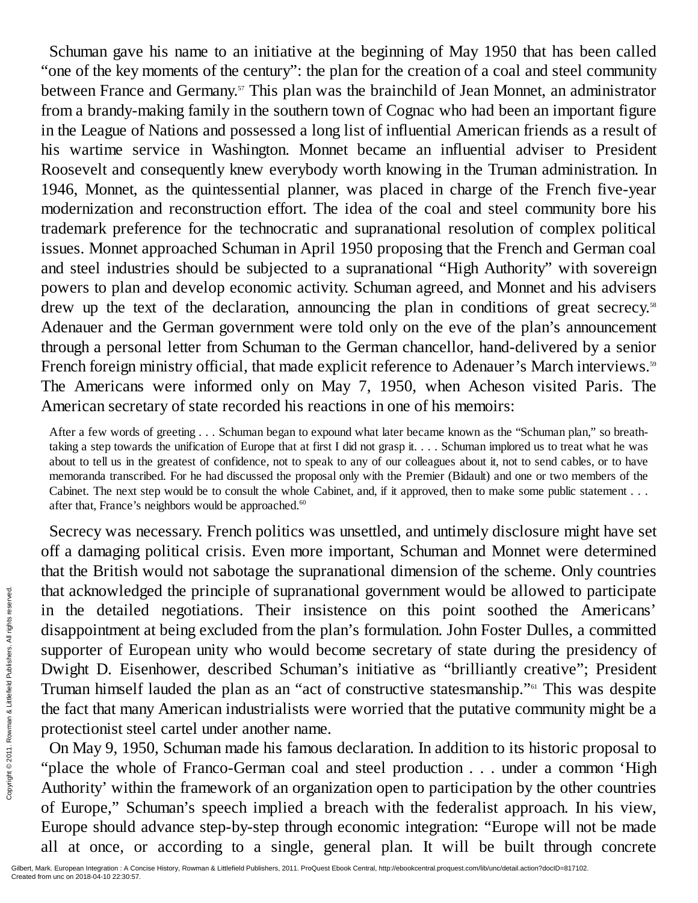Schuman gave his name to an initiative at the beginning of May 1950 that has been called "one of the key moments of the century": the plan for the creation of a coal and steel community between France and Germany.[57] This plan was the brainchild of Jean Monnet, an administrator from a brandy-making family in the southern town of Cognac who had been an important figure in the League of Nations and possessed a long list of influential American friends as a result of his wartime service in Washington. Monnet became an influential adviser to President Roosevelt and consequently knew everybody worth knowing in the Truman administration. In 1946, Monnet, as the quintessential planner, was placed in charge of the French five-year modernization and reconstruction effort. The idea of the coal and steel community bore his trademark preference for the technocratic and supranational resolution of complex political issues. Monnet approached Schuman in April 1950 proposing that the French and German coal and steel industries should be subjected to a supranational "High Authority" with sovereign powers to plan and develop economic activity. Schuman agreed, and Monnet and his advisers drew up the text of the declaration, announcing the plan in conditions of great secrecy.[58] Adenauer and the German government were told only on the eve of the plan's announcement through a personal letter from Schuman to the German chancellor, hand-delivered by a senior French foreign ministry official, that made explicit reference to Adenauer's March interviews.[59] The Americans were informed only on May 7, 1950, when Acheson visited Paris. The American secretary of state recorded his reactions in one of his memoirs:

> After a few words of greeting . . . Schuman began to expound what later became known as the "Schuman plan," so breathtaking a step towards the unification of Europe that at first I did not grasp it. . . . Schuman implored us to treat what he was about to tell us in the greatest of confidence, not to speak to any of our colleagues about it, not to send cables, or to have memoranda transcribed. For he had discussed the proposal only with the Premier (Bidault) and one or two members of the Cabinet. The next step would be to consult the whole Cabinet, and, if it approved, then to make some public statement . . . after that, France's neighbors would be approached.[60]

Secrecy was necessary. French politics was unsettled, and untimely disclosure might have set off a damaging political crisis. Even more important, Schuman and Monnet were determined that the British would not sabotage the supranational dimension of the scheme. Only countries that acknowledged the principle of supranational government would be allowed to participate in the detailed negotiations. Their insistence on this point soothed the Americans' disappointment at being excluded from the plan's formulation. John Foster Dulles, a committed supporter of European unity who would become secretary of state during the presidency of Dwight D. Eisenhower, described Schuman's initiative as "brilliantly creative"; President Truman himself lauded the plan as an "act of constructive statesmanship."[61] This was despite the fact that many American industrialists were worried that the putative community might be a protectionist steel cartel under another name.

On May 9, 1950, Schuman made his famous declaration. In addition to its historic proposal to "place the whole of Franco-German coal and steel production . . . under a common 'High Authority' within the framework of an organization open to participation by the other countries of Europe," Schuman's speech implied a breach with the federalist approach. In his view, Europe should advance step-by-step through economic integration: "Europe will not be made all at once, or according to a single, general plan. It will be built through concrete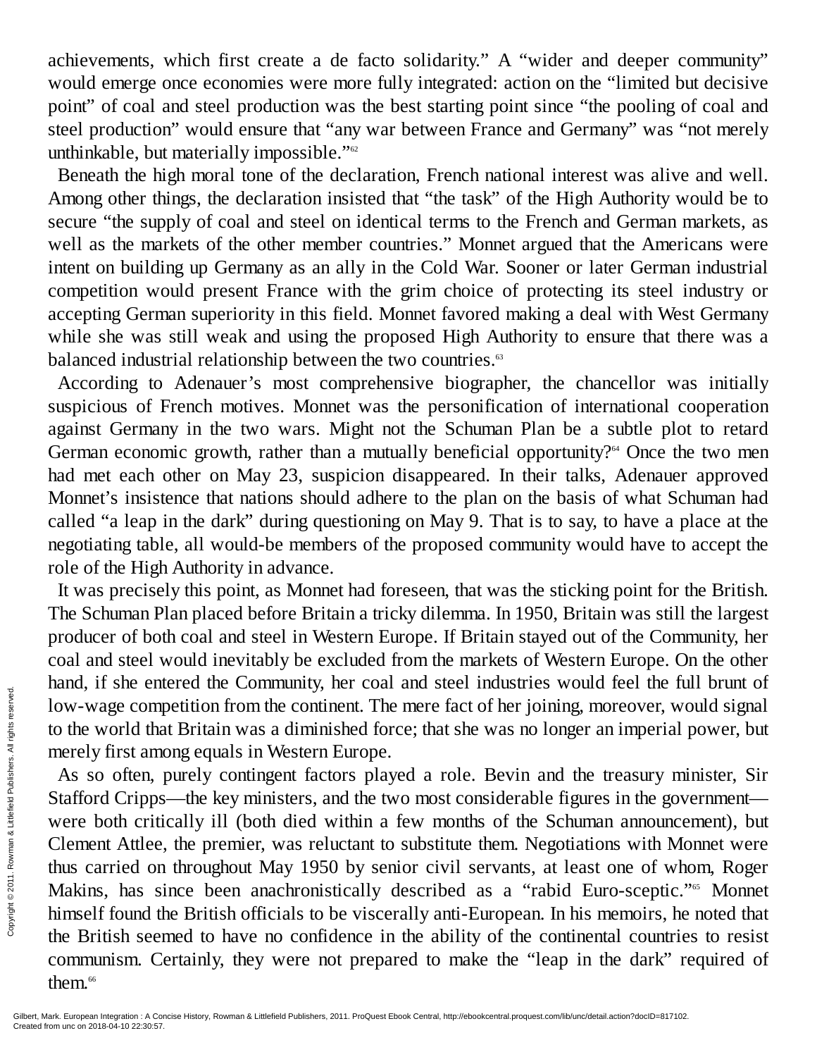achievements, which first create a de facto solidarity." A "wider and deeper community" would emerge once economies were more fully integrated: action on the "limited but decisive point" of coal and steel production was the best starting point since "the pooling of coal and steel production" would ensure that "any war between France and Germany" was "not merely unthinkable, but materially impossible."[62]

Beneath the high moral tone of the declaration, French national interest was alive and well. Among other things, the declaration insisted that "the task" of the High Authority would be to secure "the supply of coal and steel on identical terms to the French and German markets, as well as the markets of the other member countries." Monnet argued that the Americans were intent on building up Germany as an ally in the Cold War. Sooner or later German industrial competition would present France with the grim choice of protecting its steel industry or accepting German superiority in this field. Monnet favored making a deal with West Germany while she was still weak and using the proposed High Authority to ensure that there was a balanced industrial relationship between the two countries.[63]

According to Adenauer's most comprehensive biographer, the chancellor was initially suspicious of French motives. Monnet was the personification of international cooperation against Germany in the two wars. Might not the Schuman Plan be a subtle plot to retard German economic growth, rather than a mutually beneficial opportunity?[64] Once the two men had met each other on May 23, suspicion disappeared. In their talks, Adenauer approved Monnet's insistence that nations should adhere to the plan on the basis of what Schuman had called "a leap in the dark" during questioning on May 9. That is to say, to have a place at the negotiating table, all would-be members of the proposed community would have to accept the role of the High Authority in advance.

It was precisely this point, as Monnet had foreseen, that was the sticking point for the British. The Schuman Plan placed before Britain a tricky dilemma. In 1950, Britain was still the largest producer of both coal and steel in Western Europe. If Britain stayed out of the Community, her coal and steel would inevitably be excluded from the markets of Western Europe. On the other hand, if she entered the Community, her coal and steel industries would feel the full brunt of low-wage competition from the continent. The mere fact of her joining, moreover, would signal to the world that Britain was a diminished force; that she was no longer an imperial power, but merely first among equals in Western Europe.

As so often, purely contingent factors played a role. Bevin and the treasury minister, Sir Stafford Cripps—the key ministers, and the two most considerable figures in the government—were both critically ill (both died within a few months of the Schuman announcement), but Clement Attlee, the premier, was reluctant to substitute them. Negotiations with Monnet were thus carried on throughout May 1950 by senior civil servants, at least one of whom, Roger Makins, has since been anachronistically described as a "rabid Euro-sceptic."[65] Monnet himself found the British officials to be viscerally anti-European. In his memoirs, he noted that the British seemed to have no confidence in the ability of the continental countries to resist communism. Certainly, they were not prepared to make the "leap in the dark" required of them.[66]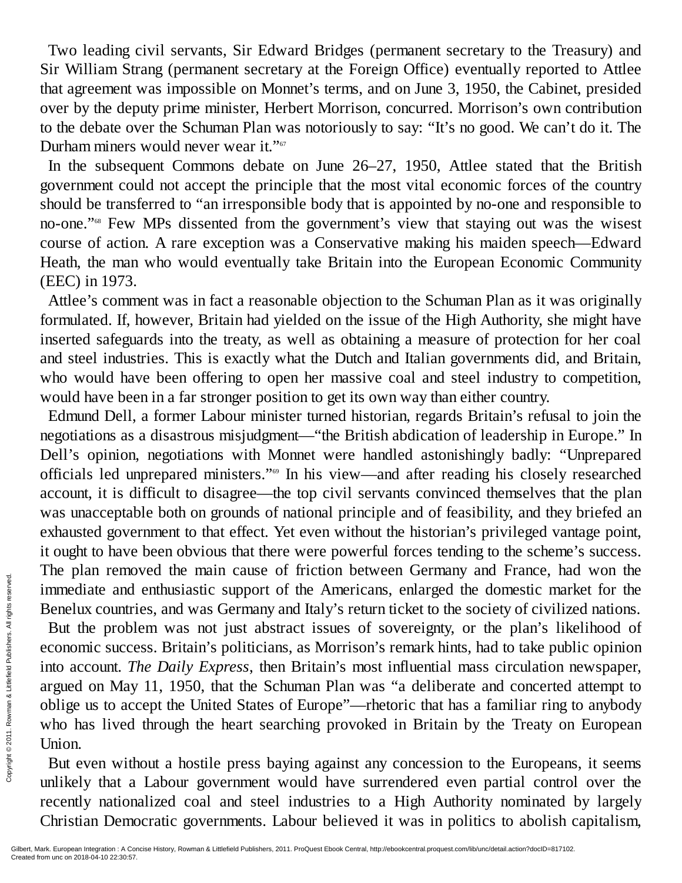Two leading civil servants, Sir Edward Bridges (permanent secretary to the Treasury) and Sir William Strang (permanent secretary at the Foreign Office) eventually reported to Attlee that agreement was impossible on Monnet's terms, and on June 3, 1950, the Cabinet, presided over by the deputy prime minister, Herbert Morrison, concurred. Morrison's own contribution to the debate over the Schuman Plan was notoriously to say: "It's no good. We can't do it. The Durham miners would never wear it."[67]

In the subsequent Commons debate on June 26–27, 1950, Attlee stated that the British government could not accept the principle that the most vital economic forces of the country should be transferred to "an irresponsible body that is appointed by no-one and responsible to no-one."[68] Few MPs dissented from the government's view that staying out was the wisest course of action. A rare exception was a Conservative making his maiden speech—Edward Heath, the man who would eventually take Britain into the European Economic Community (EEC) in 1973.

Attlee's comment was in fact a reasonable objection to the Schuman Plan as it was originally formulated. If, however, Britain had yielded on the issue of the High Authority, she might have inserted safeguards into the treaty, as well as obtaining a measure of protection for her coal and steel industries. This is exactly what the Dutch and Italian governments did, and Britain, who would have been offering to open her massive coal and steel industry to competition, would have been in a far stronger position to get its own way than either country.

Edmund Dell, a former Labour minister turned historian, regards Britain's refusal to join the negotiations as a disastrous misjudgment—"the British abdication of leadership in Europe." In Dell's opinion, negotiations with Monnet were handled astonishingly badly: "Unprepared officials led unprepared ministers."[69] In his view—and after reading his closely researched account, it is difficult to disagree—the top civil servants convinced themselves that the plan was unacceptable both on grounds of national principle and of feasibility, and they briefed an exhausted government to that effect. Yet even without the historian's privileged vantage point, it ought to have been obvious that there were powerful forces tending to the scheme's success. The plan removed the main cause of friction between Germany and France, had won the immediate and enthusiastic support of the Americans, enlarged the domestic market for the Benelux countries, and was Germany and Italy's return ticket to the society of civilized nations.

But the problem was not just abstract issues of sovereignty, or the plan's likelihood of economic success. Britain's politicians, as Morrison's remark hints, had to take public opinion into account. *The Daily Express*, then Britain's most influential mass circulation newspaper, argued on May 11, 1950, that the Schuman Plan was "a deliberate and concerted attempt to oblige us to accept the United States of Europe"—rhetoric that has a familiar ring to anybody who has lived through the heart searching provoked in Britain by the Treaty on European Union.

But even without a hostile press baying against any concession to the Europeans, it seems unlikely that a Labour government would have surrendered even partial control over the recently nationalized coal and steel industries to a High Authority nominated by largely Christian Democratic governments. Labour believed it was in politics to abolish capitalism,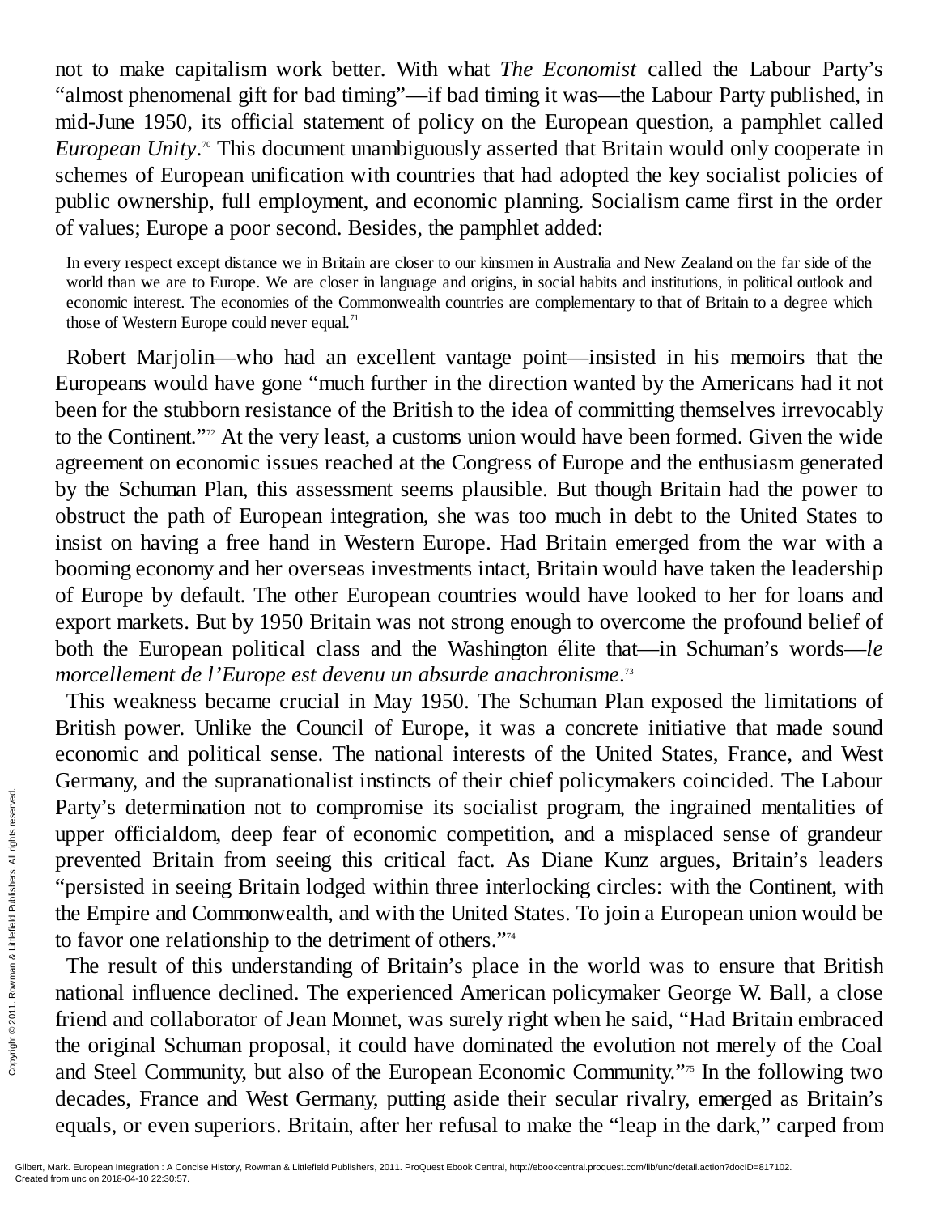not to make capitalism work better. With what *The Economist* called the Labour Party's "almost phenomenal gift for bad timing"—if bad timing it was—the Labour Party published, in mid-June 1950, its official statement of policy on the European question, a pamphlet called *European Unity*.[70] This document unambiguously asserted that Britain would only cooperate in schemes of European unification with countries that had adopted the key socialist policies of public ownership, full employment, and economic planning. Socialism came first in the order of values; Europe a poor second. Besides, the pamphlet added:

> In every respect except distance we in Britain are closer to our kinsmen in Australia and New Zealand on the far side of the world than we are to Europe. We are closer in language and origins, in social habits and institutions, in political outlook and economic interest. The economies of the Commonwealth countries are complementary to that of Britain to a degree which those of Western Europe could never equal.[71]

Robert Marjolin—who had an excellent vantage point—insisted in his memoirs that the Europeans would have gone "much further in the direction wanted by the Americans had it not been for the stubborn resistance of the British to the idea of committing themselves irrevocably to the Continent."[72] At the very least, a customs union would have been formed. Given the wide agreement on economic issues reached at the Congress of Europe and the enthusiasm generated by the Schuman Plan, this assessment seems plausible. But though Britain had the power to obstruct the path of European integration, she was too much in debt to the United States to insist on having a free hand in Western Europe. Had Britain emerged from the war with a booming economy and her overseas investments intact, Britain would have taken the leadership of Europe by default. The other European countries would have looked to her for loans and export markets. But by 1950 Britain was not strong enough to overcome the profound belief of both the European political class and the Washington élite that—in Schuman's words—*le morcellement de l'Europe est devenu un absurde anachronisme*.[73]

This weakness became crucial in May 1950. The Schuman Plan exposed the limitations of British power. Unlike the Council of Europe, it was a concrete initiative that made sound economic and political sense. The national interests of the United States, France, and West Germany, and the supranationalist instincts of their chief policymakers coincided. The Labour Party's determination not to compromise its socialist program, the ingrained mentalities of upper officialdom, deep fear of economic competition, and a misplaced sense of grandeur prevented Britain from seeing this critical fact. As Diane Kunz argues, Britain's leaders "persisted in seeing Britain lodged within three interlocking circles: with the Continent, with the Empire and Commonwealth, and with the United States. To join a European union would be to favor one relationship to the detriment of others."[74]

The result of this understanding of Britain's place in the world was to ensure that British national influence declined. The experienced American policymaker George W. Ball, a close friend and collaborator of Jean Monnet, was surely right when he said, "Had Britain embraced the original Schuman proposal, it could have dominated the evolution not merely of the Coal and Steel Community, but also of the European Economic Community."[75] In the following two decades, France and West Germany, putting aside their secular rivalry, emerged as Britain's equals, or even superiors. Britain, after her refusal to make the "leap in the dark," carped from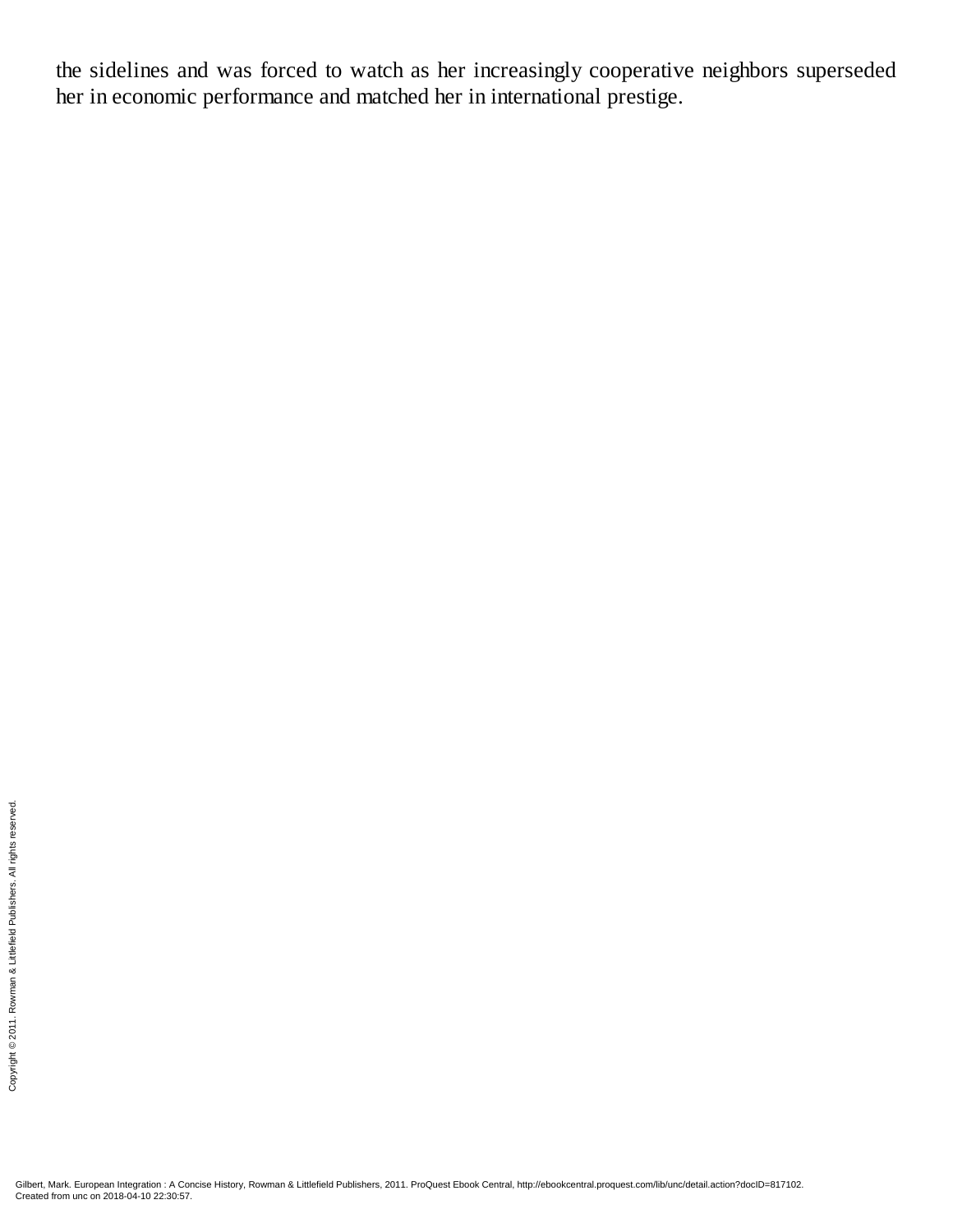the sidelines and was forced to watch as her increasingly cooperative neighbors superseded her in economic performance and matched her in international prestige.